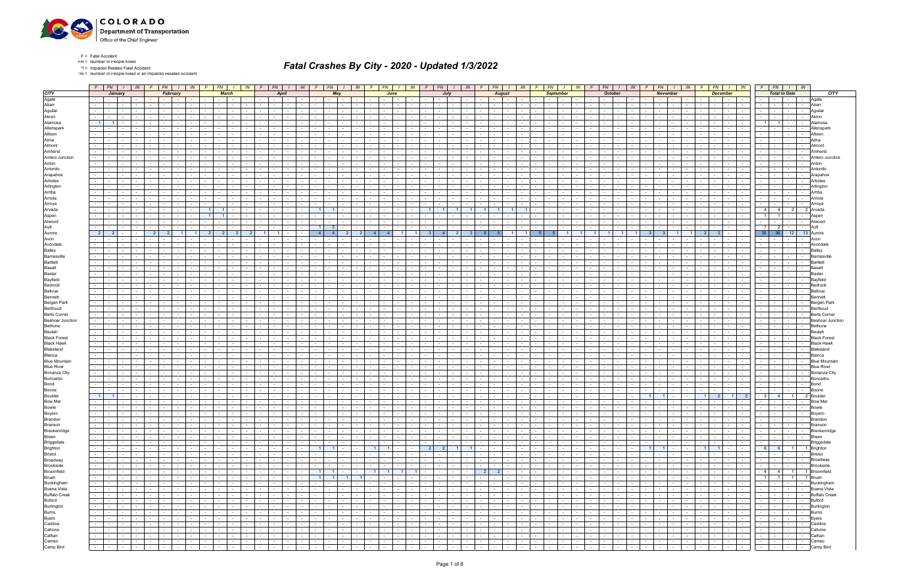F = Fatal Accident
FN = Number of People Killed
*I = Impaired Related Fatal Accident
*IN = Number of People Killed in an Impaired Related Accident

# Fatal Crashes By City - 2020 - Updated 1/3/2022

| CITY | January | | | | February | | | | March | | | | April | | | | May | | | | June | | | | July | | | | August | | | | September | | | | October | | | | November | | | | December | | | | Total to Date | | | | CITY |
|---|---|---|---|---|---|---|---|---|---|---|---|---|---|---|---|---|---|---|---|---|---|---|---|---|---|---|---|---|---|---|---|---|---|---|---|---|---|---|---|---|---|---|---|---|---|---|---|---|---|---|---|---|---|
| | F | FN | I | IN | F | FN | I | IN | F | FN | I | IN | F | FN | I | IN | F | FN | I | IN | F | FN | I | IN | F | FN | I | IN | F | FN | I | IN | F | FN | I | IN | F | FN | I | IN | F | FN | I | IN | F | FN | I | IN | F | FN | I | IN | |
| Agate | - | - | - | - | - | - | - | - | - | - | - | - | - | - | - | - | - | - | - | - | - | - | - | - | - | - | - | - | - | - | - | - | - | - | - | - | - | - | - | - | - | - | - | - | - | - | - | - | - | - | - | - | Agate |
| Abarr | - | - | - | - | - | - | - | - | - | - | - | - | - | - | - | - | - | - | - | - | - | - | - | - | - | - | - | - | - | - | - | - | - | - | - | - | - | - | - | - | - | - | - | - | - | - | - | - | - | - | - | - | Abarr |
| Aguilar | - | - | - | - | - | - | - | - | - | - | - | - | - | - | - | - | - | - | - | - | - | - | - | - | - | - | - | - | - | - | - | - | - | - | - | - | - | - | - | - | - | - | - | - | - | - | - | - | - | - | - | - | Aguilar |
| Akron | - | - | - | - | - | - | - | - | - | - | - | - | - | - | - | - | - | - | - | - | - | - | - | - | - | - | - | - | - | - | - | - | - | - | - | - | - | - | - | - | - | - | - | - | - | - | - | - | - | - | - | - | Akron |
| Alamosa | 1 | 1 | - | - | - | - | - | - | - | - | - | - | - | - | - | - | - | - | - | - | - | - | - | - | - | - | - | - | - | - | - | - | - | - | - | - | - | - | - | - | - | - | - | - | - | - | - | - | 1 | 1 | - | - | Alamosa |
| Allenspark | - | - | - | - | - | - | - | - | - | - | - | - | - | - | - | - | - | - | - | - | - | - | - | - | - | - | - | - | - | - | - | - | - | - | - | - | - | - | - | - | - | - | - | - | - | - | - | - | - | - | - | - | Allenspark |
| Allison | - | - | - | - | - | - | - | - | - | - | - | - | - | - | - | - | - | - | - | - | - | - | - | - | - | - | - | - | - | - | - | - | - | - | - | - | - | - | - | - | - | - | - | - | - | - | - | - | - | - | - | - | Allison |
| Alma | - | - | - | - | - | - | - | - | - | - | - | - | - | - | - | - | - | - | - | - | - | - | - | - | - | - | - | - | - | - | - | - | - | - | - | - | - | - | - | - | - | - | - | - | - | - | - | - | - | - | - | - | Alma |
| Almont | - | - | - | - | - | - | - | - | - | - | - | - | - | - | - | - | - | - | - | - | - | - | - | - | - | - | - | - | - | - | - | - | - | - | - | - | - | - | - | - | - | - | - | - | - | - | - | - | - | - | - | - | Almont |
| Amherst | - | - | - | - | - | - | - | - | - | - | - | - | - | - | - | - | - | - | - | - | - | - | - | - | - | - | - | - | - | - | - | - | - | - | - | - | - | - | - | - | - | - | - | - | - | - | - | - | - | - | - | - | Amherst |
| Antero Junction | - | - | - | - | - | - | - | - | - | - | - | - | - | - | - | - | - | - | - | - | - | - | - | - | - | - | - | - | - | - | - | - | - | - | - | - | - | - | - | - | - | - | - | - | - | - | - | - | - | - | - | - | Antero Junction |
| Anton | - | - | - | - | - | - | - | - | - | - | - | - | - | - | - | - | - | - | - | - | - | - | - | - | - | - | - | - | - | - | - | - | - | - | - | - | - | - | - | - | - | - | - | - | - | - | - | - | - | - | - | - | Anton |
| Antonito | - | - | - | - | - | - | - | - | - | - | - | - | - | - | - | - | - | - | - | - | - | - | - | - | - | - | - | - | - | - | - | - | - | - | - | - | - | - | - | - | - | - | - | - | - | - | - | - | - | - | - | - | Antonito |
| Arapahoe | - | - | - | - | - | - | - | - | - | - | - | - | - | - | - | - | - | - | - | - | - | - | - | - | - | - | - | - | - | - | - | - | - | - | - | - | - | - | - | - | - | - | - | - | - | - | - | - | - | - | - | - | Arapahoe |
| Arboles | - | - | - | - | - | - | - | - | - | - | - | - | - | - | - | - | - | - | - | - | - | - | - | - | - | - | - | - | - | - | - | - | - | - | - | - | - | - | - | - | - | - | - | - | - | - | - | - | - | - | - | - | Arboles |
| Arlington | - | - | - | - | - | - | - | - | - | - | - | - | - | - | - | - | - | - | - | - | - | - | - | - | - | - | - | - | - | - | - | - | - | - | - | - | - | - | - | - | - | - | - | - | - | - | - | - | - | - | - | - | Arlington |
| Arriba | - | - | - | - | - | - | - | - | - | - | - | - | - | - | - | - | - | - | - | - | - | - | - | - | - | - | - | - | - | - | - | - | - | - | - | - | - | - | - | - | - | - | - | - | - | - | - | - | - | - | - | - | Arriba |
| Arriola | - | - | - | - | - | - | - | - | - | - | - | - | - | - | - | - | - | - | - | - | - | - | - | - | - | - | - | - | - | - | - | - | - | - | - | - | - | - | - | - | - | - | - | - | - | - | - | - | - | - | - | - | Arriola |
| Arroya | - | - | - | - | - | - | - | - | - | - | - | - | - | - | - | - | - | - | - | - | - | - | - | - | - | - | - | - | - | - | - | - | - | - | - | - | - | - | - | - | - | - | - | - | - | - | - | - | - | - | - | - | Arroya |
| Arvada | - | - | - | - | - | - | - | - | 1 | 1 | - | - | - | - | - | - | 1 | 1 | - | - | - | - | - | - | 1 | 1 | 1 | 1 | 1 | 1 | 1 | 1 | - | - | - | - | - | - | - | - | - | - | - | - | - | - | - | - | 4 | 4 | 2 | 2 | Arvada |
| Aspen | - | - | - | - | - | - | - | - | 1 | 1 | - | - | - | - | - | - | - | - | - | - | - | - | - | - | - | - | - | - | - | - | - | - | - | - | - | - | - | - | - | - | - | - | - | - | - | - | - | - | 1 | 1 | - | - | Aspen |
| Atwood | - | - | - | - | - | - | - | - | - | - | - | - | - | - | - | - | - | - | - | - | - | - | - | - | - | - | - | - | - | - | - | - | - | - | - | - | - | - | - | - | - | - | - | - | - | - | - | - | - | - | - | - | Atwood |
| Ault | - | - | - | - | - | - | - | - | - | - | - | - | - | - | - | - | 1 | 2 | - | - | - | - | - | - | - | - | - | - | - | - | - | - | - | - | - | - | - | - | - | - | - | - | - | - | - | - | - | - | 1 | 2 | - | - | Ault |
| Aurora | 2 | 2 | - | - | 2 | 2 | - | 1 | 2 | 2 | 2 | 2 | 1 | 1 | - | - | 4 | 4 | 2 | 2 | 4 | 4 | 1 | 1 | 3 | 4 | 2 | 3 | 5 | 5 | 1 | 1 | 5 | 5 | 1 | 1 | 1 | 1 | 1 | 1 | 3 | 3 | 1 | 1 | 3 | 3 | - | - | 35 | 36 | 12 | 13 | Aurora |
| Avon | - | - | - | - | - | - | - | - | - | - | - | - | - | - | - | - | - | - | - | - | - | - | - | - | - | - | - | - | - | - | - | - | - | - | - | - | - | - | - | - | - | - | - | - | - | - | - | - | - | - | - | - | Avon |
| Avondale | - | - | - | - | - | - | - | - | - | - | - | - | - | - | - | - | - | - | - | - | - | - | - | - | - | - | - | - | - | - | - | - | - | - | - | - | - | - | - | - | - | - | - | - | - | - | - | - | - | - | - | - | Avondale |
| Bailey | - | - | - | - | - | - | - | - | - | - | - | - | - | - | - | - | - | - | - | - | - | - | - | - | - | - | - | - | - | - | - | - | - | - | - | - | - | - | - | - | - | - | - | - | - | - | - | - | - | - | - | - | Bailey |
| Barnesville | - | - | - | - | - | - | - | - | - | - | - | - | - | - | - | - | - | - | - | - | - | - | - | - | - | - | - | - | - | - | - | - | - | - | - | - | - | - | - | - | - | - | - | - | - | - | - | - | - | - | - | - | Barnesville |
| Bartlett | - | - | - | - | - | - | - | - | - | - | - | - | - | - | - | - | - | - | - | - | - | - | - | - | - | - | - | - | - | - | - | - | - | - | - | - | - | - | - | - | - | - | - | - | - | - | - | - | - | - | - | - | Bartlett |
| Basalt | - | - | - | - | - | - | - | - | - | - | - | - | - | - | - | - | - | - | - | - | - | - | - | - | - | - | - | - | - | - | - | - | - | - | - | - | - | - | - | - | - | - | - | - | - | - | - | - | - | - | - | - | Basalt |
| Baxter | - | - | - | - | - | - | - | - | - | - | - | - | - | - | - | - | - | - | - | - | - | - | - | - | - | - | - | - | - | - | - | - | - | - | - | - | - | - | - | - | - | - | - | - | - | - | - | - | - | - | - | - | Baxter |
| Bayfield | - | - | - | - | - | - | - | - | - | - | - | - | - | - | - | - | - | - | - | - | - | - | - | - | - | - | - | - | - | - | - | - | - | - | - | - | - | - | - | - | - | - | - | - | - | - | - | - | - | - | - | - | Bayfield |
| Bedrock | - | - | - | - | - | - | - | - | - | - | - | - | - | - | - | - | - | - | - | - | - | - | - | - | - | - | - | - | - | - | - | - | - | - | - | - | - | - | - | - | - | - | - | - | - | - | - | - | - | - | - | - | Bedrock |
| Bellvue | - | - | - | - | - | - | - | - | - | - | - | - | - | - | - | - | - | - | - | - | - | - | - | - | - | - | - | - | - | - | - | - | - | - | - | - | - | - | - | - | - | - | - | - | - | - | - | - | - | - | - | - | Bellvue |
| Bennett | - | - | - | - | - | - | - | - | - | - | - | - | - | - | - | - | - | - | - | - | - | - | - | - | - | - | - | - | - | - | - | - | - | - | - | - | - | - | - | - | - | - | - | - | - | - | - | - | - | - | - | - | Bennett |
| Bergen Park | - | - | - | - | - | - | - | - | - | - | - | - | - | - | - | - | - | - | - | - | - | - | - | - | - | - | - | - | - | - | - | - | - | - | - | - | - | - | - | - | - | - | - | - | - | - | - | - | - | - | - | - | Bergen Park |
| Berthoud | - | - | - | - | - | - | - | - | - | - | - | - | - | - | - | - | - | - | - | - | - | - | - | - | - | - | - | - | - | - | - | - | - | - | - | - | - | - | - | - | - | - | - | - | - | - | - | - | - | - | - | - | Berthoud |
| Berts Corner | - | - | - | - | - | - | - | - | - | - | - | - | - | - | - | - | - | - | - | - | - | - | - | - | - | - | - | - | - | - | - | - | - | - | - | - | - | - | - | - | - | - | - | - | - | - | - | - | - | - | - | - | Berts Corner |
| Beshoar Junction | - | - | - | - | - | - | - | - | - | - | - | - | - | - | - | - | - | - | - | - | - | - | - | - | - | - | - | - | - | - | - | - | - | - | - | - | - | - | - | - | - | - | - | - | - | - | - | - | - | - | - | - | Beshoar Junction |
| Bethune | - | - | - | - | - | - | - | - | - | - | - | - | - | - | - | - | - | - | - | - | - | - | - | - | - | - | - | - | - | - | - | - | - | - | - | - | - | - | - | - | - | - | - | - | - | - | - | - | - | - | - | - | Bethune |
| Beulah | - | - | - | - | - | - | - | - | - | - | - | - | - | - | - | - | - | - | - | - | - | - | - | - | - | - | - | - | - | - | - | - | - | - | - | - | - | - | - | - | - | - | - | - | - | - | - | - | - | - | - | - | Beulah |
| Black Forest | - | - | - | - | - | - | - | - | - | - | - | - | - | - | - | - | - | - | - | - | - | - | - | - | - | - | - | - | - | - | - | - | - | - | - | - | - | - | - | - | - | - | - | - | - | - | - | - | - | - | - | - | Black Forest |
| Black Hawk | - | - | - | - | - | - | - | - | - | - | - | - | - | - | - | - | - | - | - | - | - | - | - | - | - | - | - | - | - | - | - | - | - | - | - | - | - | - | - | - | - | - | - | - | - | - | - | - | - | - | - | - | Black Hawk |
| Blakeland | - | - | - | - | - | - | - | - | - | - | - | - | - | - | - | - | - | - | - | - | - | - | - | - | - | - | - | - | - | - | - | - | - | - | - | - | - | - | - | - | - | - | - | - | - | - | - | - | - | - | - | - | Blakeland |
| Blanca | - | - | - | - | - | - | - | - | - | - | - | - | - | - | - | - | - | - | - | - | - | - | - | - | - | - | - | - | - | - | - | - | - | - | - | - | - | - | - | - | - | - | - | - | - | - | - | - | - | - | - | - | Blanca |
| Blue Mountain | - | - | - | - | - | - | - | - | - | - | - | - | - | - | - | - | - | - | - | - | - | - | - | - | - | - | - | - | - | - | - | - | - | - | - | - | - | - | - | - | - | - | - | - | - | - | - | - | - | - | - | - | Blue Mountain |
| Blue River | - | - | - | - | - | - | - | - | - | - | - | - | - | - | - | - | - | - | - | - | - | - | - | - | - | - | - | - | - | - | - | - | - | - | - | - | - | - | - | - | - | - | - | - | - | - | - | - | - | - | - | - | Blue River |
| Bonanza City | - | - | - | - | - | - | - | - | - | - | - | - | - | - | - | - | - | - | - | - | - | - | - | - | - | - | - | - | - | - | - | - | - | - | - | - | - | - | - | - | - | - | - | - | - | - | - | - | - | - | - | - | Bonanza City |
| Boncarbo | - | - | - | - | - | - | - | - | - | - | - | - | - | - | - | - | - | - | - | - | - | - | - | - | - | - | - | - | - | - | - | - | - | - | - | - | - | - | - | - | - | - | - | - | - | - | - | - | - | - | - | - | Boncarbo |
| Bond | - | - | - | - | - | - | - | - | - | - | - | - | - | - | - | - | - | - | - | - | - | - | - | - | - | - | - | - | - | - | - | - | - | - | - | - | - | - | - | - | - | - | - | - | - | - | - | - | - | - | - | - | Bond |
| Boone | - | - | - | - | - | - | - | - | - | - | - | - | - | - | - | - | - | - | - | - | - | - | - | - | - | - | - | - | - | - | - | - | - | - | - | - | - | - | - | - | - | - | - | - | - | - | - | - | - | - | - | - | Boone |
| Boulder | 1 | 1 | - | - | - | - | - | - | - | - | - | - | - | - | - | - | - | - | - | - | - | - | - | - | - | - | - | - | - | - | - | - | - | - | - | - | - | - | - | - | 1 | 1 | - | - | 1 | 2 | 1 | 2 | 3 | 4 | 1 | 2 | Boulder |
| Bow Mar | - | - | - | - | - | - | - | - | - | - | - | - | - | - | - | - | - | - | - | - | - | - | - | - | - | - | - | - | - | - | - | - | - | - | - | - | - | - | - | - | - | - | - | - | - | - | - | - | - | - | - | - | Bow Mar |
| Bowie | - | - | - | - | - | - | - | - | - | - | - | - | - | - | - | - | - | - | - | - | - | - | - | - | - | - | - | - | - | - | - | - | - | - | - | - | - | - | - | - | - | - | - | - | - | - | - | - | - | - | - | - | Bowie |
| Boyero | - | - | - | - | - | - | - | - | - | - | - | - | - | - | - | - | - | - | - | - | - | - | - | - | - | - | - | - | - | - | - | - | - | - | - | - | - | - | - | - | - | - | - | - | - | - | - | - | - | - | - | - | Boyero |
| Brandon | - | - | - | - | - | - | - | - | - | - | - | - | - | - | - | - | - | - | - | - | - | - | - | - | - | - | - | - | - | - | - | - | - | - | - | - | - | - | - | - | - | - | - | - | - | - | - | - | - | - | - | - | Brandon |
| Branson | - | - | - | - | - | - | - | - | - | - | - | - | - | - | - | - | - | - | - | - | - | - | - | - | - | - | - | - | - | - | - | - | - | - | - | - | - | - | - | - | - | - | - | - | - | - | - | - | - | - | - | - | Branson |
| Breckenridge | - | - | - | - | - | - | - | - | - | - | - | - | - | - | - | - | - | - | - | - | - | - | - | - | - | - | - | - | - | - | - | - | - | - | - | - | - | - | - | - | - | - | - | - | - | - | - | - | - | - | - | - | Breckenridge |
| Breen | - | - | - | - | - | - | - | - | - | - | - | - | - | - | - | - | - | - | - | - | - | - | - | - | - | - | - | - | - | - | - | - | - | - | - | - | - | - | - | - | - | - | - | - | - | - | - | - | - | - | - | - | Breen |
| Briggsdale | - | - | - | - | - | - | - | - | - | - | - | - | - | - | - | - | - | - | - | - | - | - | - | - | - | - | - | - | - | - | - | - | - | - | - | - | - | - | - | - | - | - | - | - | - | - | - | - | - | - | - | - | Briggsdale |
| Brighton | - | - | - | - | - | - | - | - | - | - | - | - | - | - | - | - | 1 | 1 | - | - | 1 | 1 | - | - | 2 | 2 | 1 | 1 | - | - | - | - | - | - | - | - | - | - | - | - | 1 | 1 | - | - | 1 | 1 | - | - | 6 | 6 | 1 | 1 | Brighton |
| Bristol | - | - | - | - | - | - | - | - | - | - | - | - | - | - | - | - | - | - | - | - | - | - | - | - | - | - | - | - | - | - | - | - | - | - | - | - | - | - | - | - | - | - | - | - | - | - | - | - | - | - | - | - | Bristol |
| Broadway | - | - | - | - | - | - | - | - | - | - | - | - | - | - | - | - | - | - | - | - | - | - | - | - | - | - | - | - | - | - | - | - | - | - | - | - | - | - | - | - | - | - | - | - | - | - | - | - | - | - | - | - | Broadway |
| Brookside | - | - | - | - | - | - | - | - | - | - | - | - | - | - | - | - | - | - | - | - | - | - | - | - | - | - | - | - | - | - | - | - | - | - | - | - | - | - | - | - | - | - | - | - | - | - | - | - | - | - | - | - | Brookside |
| Broomfield | - | - | - | - | - | - | - | - | - | - | - | - | - | - | - | - | 1 | 1 | - | - | 1 | 1 | 1 | 1 | - | - | - | - | 2 | 2 | - | - | - | - | - | - | - | - | - | - | - | - | - | - | - | - | - | - | 4 | 4 | 1 | 1 | Broomfield |
| Brush | - | - | - | - | - | - | - | - | - | - | - | - | - | - | - | - | 1 | 1 | 1 | 1 | - | - | - | - | - | - | - | - | - | - | - | - | - | - | - | - | - | - | - | - | - | - | - | - | - | - | - | - | 1 | 1 | 1 | 1 | Brush |
| Buckingham | - | - | - | - | - | - | - | - | - | - | - | - | - | - | - | - | - | - | - | - | - | - | - | - | - | - | - | - | - | - | - | - | - | - | - | - | - | - | - | - | - | - | - | - | - | - | - | - | - | - | - | - | Buckingham |
| Buena Vista | - | - | - | - | - | - | - | - | - | - | - | - | - | - | - | - | - | - | - | - | - | - | - | - | - | - | - | - | - | - | - | - | - | - | - | - | - | - | - | - | - | - | - | - | - | - | - | - | - | - | - | - | Buena Vista |
| Buffalo Creek | - | - | - | - | - | - | - | - | - | - | - | - | - | - | - | - | - | - | - | - | - | - | - | - | - | - | - | - | - | - | - | - | - | - | - | - | - | - | - | - | - | - | - | - | - | - | - | - | - | - | - | - | Buffalo Creek |
| Buford | - | - | - | - | - | - | - | - | - | - | - | - | - | - | - | - | - | - | - | - | - | - | - | - | - | - | - | - | - | - | - | - | - | - | - | - | - | - | - | - | - | - | - | - | - | - | - | - | - | - | - | - | Buford |
| Burlington | - | - | - | - | - | - | - | - | - | - | - | - | - | - | - | - | - | - | - | - | - | - | - | - | - | - | - | - | - | - | - | - | - | - | - | - | - | - | - | - | - | - | - | - | - | - | - | - | - | - | - | - | Burlington |
| Burns | - | - | - | - | - | - | - | - | - | - | - | - | - | - | - | - | - | - | - | - | - | - | - | - | - | - | - | - | - | - | - | - | - | - | - | - | - | - | - | - | - | - | - | - | - | - | - | - | - | - | - | - | Burns |
| Byers | - | - | - | - | - | - | - | - | - | - | - | - | - | - | - | - | - | - | - | - | - | - | - | - | - | - | - | - | - | - | - | - | - | - | - | - | - | - | - | - | - | - | - | - | - | - | - | - | - | - | - | - | Byers |
| Caddoa | - | - | - | - | - | - | - | - | - | - | - | - | - | - | - | - | - | - | - | - | - | - | - | - | - | - | - | - | - | - | - | - | - | - | - | - | - | - | - | - | - | - | - | - | - | - | - | - | - | - | - | - | Caddoa |
| Cahone | - | - | - | - | - | - | - | - | - | - | - | - | - | - | - | - | - | - | - | - | - | - | - | - | - | - | - | - | - | - | - | - | - | - | - | - | - | - | - | - | - | - | - | - | - | - | - | - | - | - | - | - | Cahone |
| Calhan | - | - | - | - | - | - | - | - | - | - | - | - | - | - | - | - | - | - | - | - | - | - | - | - | - | - | - | - | - | - | - | - | - | - | - | - | - | - | - | - | - | - | - | - | - | - | - | - | - | - | - | - | Calhan |
| Cameo | - | - | - | - | - | - | - | - | - | - | - | - | - | - | - | - | - | - | - | - | - | - | - | - | - | - | - | - | - | - | - | - | - | - | - | - | - | - | - | - | - | - | - | - | - | - | - | - | - | - | - | - | Cameo |
| Camp Bird | - | - | - | - | - | - | - | - | - | - | - | - | - | - | - | - | - | - | - | - | - | - | - | - | - | - | - | - | - | - | - | - | - | - | - | - | - | - | - | - | - | - | - | - | - | - | - | - | - | - | - | - | Camp Bird |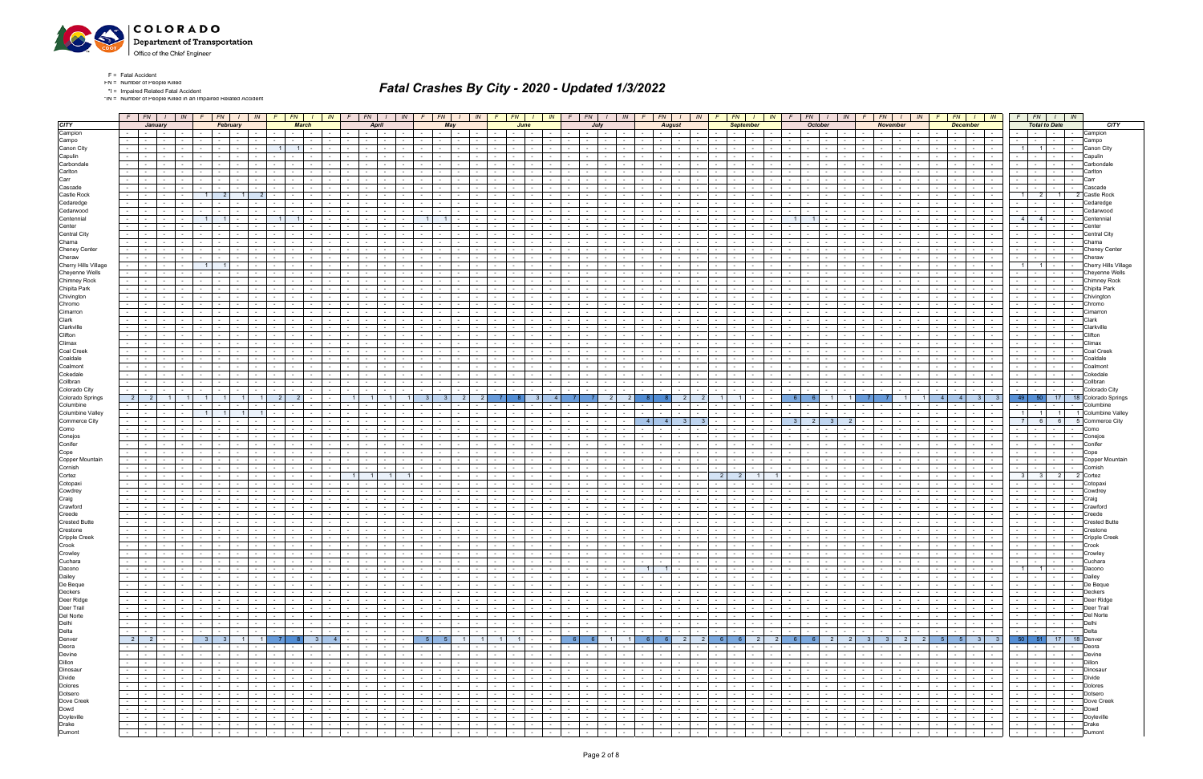F = Fatal Accident
FN = Number of People Killed
*I = Impaired Related Fatal Accident
*IN = Number of People Killed in an Impaired Related Accident

# Fatal Crashes By City - 2020 - Updated 1/3/2022

| CITY | F | FN | I | IN | F | FN | I | IN | F | FN | I | IN | F | FN | I | IN | F | FN | I | IN | F | FN | I | IN | F | FN | I | IN | F | FN | I | IN | F | FN | I | IN | F | FN | I | IN | F | FN | I | IN | F | FN | I | IN | F | FN | I | IN | CITY |
|---|---|---|---|---|---|---|---|---|---|---|---|---|---|---|---|---|---|---|---|---|---|---|---|---|---|---|---|---|---|---|---|---|---|---|---|---|---|---|---|---|---|---|---|---|---|---|---|---|---|---|---|---|---|
| | January | | | | February | | | | March | | | | April | | | | May | | | | June | | | | July | | | | August | | | | September | | | | October | | | | November | | | | December | | | | Total to Date | | | | |
| Campion | - | - | - | - | - | - | - | - | - | - | - | - | - | - | - | - | - | - | - | - | - | - | - | - | - | - | - | - | - | - | - | - | - | - | - | - | - | - | - | - | - | - | - | - | - | - | - | - | - | - | - | - | Campion |
| Campo | - | - | - | - | - | - | - | - | - | - | - | - | - | - | - | - | - | - | - | - | - | - | - | - | - | - | - | - | - | - | - | - | - | - | - | - | - | - | - | - | - | - | - | - | - | - | - | - | - | - | - | - | Campo |
| Canon City | - | - | - | - | - | - | - | - | 1 | 1 | - | - | - | - | - | - | - | - | - | - | - | - | - | - | - | - | - | - | - | - | - | - | - | - | - | - | - | - | - | - | - | - | - | - | - | - | - | - | 1 | 1 | - | - | Canon City |
| Capulin | - | - | - | - | - | - | - | - | - | - | - | - | - | - | - | - | - | - | - | - | - | - | - | - | - | - | - | - | - | - | - | - | - | - | - | - | - | - | - | - | - | - | - | - | - | - | - | - | - | - | - | - | Capulin |
| Carbondale | - | - | - | - | - | - | - | - | - | - | - | - | - | - | - | - | - | - | - | - | - | - | - | - | - | - | - | - | - | - | - | - | - | - | - | - | - | - | - | - | - | - | - | - | - | - | - | - | - | - | - | - | Carbondale |
| Carlton | - | - | - | - | - | - | - | - | - | - | - | - | - | - | - | - | - | - | - | - | - | - | - | - | - | - | - | - | - | - | - | - | - | - | - | - | - | - | - | - | - | - | - | - | - | - | - | - | - | - | - | - | Carlton |
| Carr | - | - | - | - | - | - | - | - | - | - | - | - | - | - | - | - | - | - | - | - | - | - | - | - | - | - | - | - | - | - | - | - | - | - | - | - | - | - | - | - | - | - | - | - | - | - | - | - | - | - | - | - | Carr |
| Cascade | - | - | - | - | - | - | - | - | - | - | - | - | - | - | - | - | - | - | - | - | - | - | - | - | - | - | - | - | - | - | - | - | - | - | - | - | - | - | - | - | - | - | - | - | - | - | - | - | - | - | - | - | Cascade |
| Castle Rock | - | - | - | - | 1 | 2 | 1 | 2 | - | - | - | - | - | - | - | - | - | - | - | - | - | - | - | - | - | - | - | - | - | - | - | - | - | - | - | - | - | - | - | - | - | - | - | - | - | - | - | - | 1 | 2 | 1 | 2 | Castle Rock |
| Cedaredge | - | - | - | - | - | - | - | - | - | - | - | - | - | - | - | - | - | - | - | - | - | - | - | - | - | - | - | - | - | - | - | - | - | - | - | - | - | - | - | - | - | - | - | - | - | - | - | - | - | - | - | - | Cedaredge |
| Cedarwood | - | - | - | - | - | - | - | - | - | - | - | - | - | - | - | - | - | - | - | - | - | - | - | - | - | - | - | - | - | - | - | - | - | - | - | - | - | - | - | - | - | - | - | - | - | - | - | - | - | - | - | - | Cedarwood |
| Centennial | - | - | - | - | 1 | 1 | - | - | 1 | 1 | - | - | - | - | - | - | 1 | 1 | - | - | - | - | - | - | - | - | - | - | - | - | - | - | - | - | - | - | 1 | 1 | - | - | - | - | - | - | - | - | - | - | 4 | 4 | - | - | Centennial |
| Center | - | - | - | - | - | - | - | - | - | - | - | - | - | - | - | - | - | - | - | - | - | - | - | - | - | - | - | - | - | - | - | - | - | - | - | - | - | - | - | - | - | - | - | - | - | - | - | - | - | - | - | - | Center |
| Central City | - | - | - | - | - | - | - | - | - | - | - | - | - | - | - | - | - | - | - | - | - | - | - | - | - | - | - | - | - | - | - | - | - | - | - | - | - | - | - | - | - | - | - | - | - | - | - | - | - | - | - | - | Central City |
| Chama | - | - | - | - | - | - | - | - | - | - | - | - | - | - | - | - | - | - | - | - | - | - | - | - | - | - | - | - | - | - | - | - | - | - | - | - | - | - | - | - | - | - | - | - | - | - | - | - | - | - | - | - | Chama |
| Cheney Center | - | - | - | - | - | - | - | - | - | - | - | - | - | - | - | - | - | - | - | - | - | - | - | - | - | - | - | - | - | - | - | - | - | - | - | - | - | - | - | - | - | - | - | - | - | - | - | - | - | - | - | - | Cheney Center |
| Cheraw | - | - | - | - | - | - | - | - | - | - | - | - | - | - | - | - | - | - | - | - | - | - | - | - | - | - | - | - | - | - | - | - | - | - | - | - | - | - | - | - | - | - | - | - | - | - | - | - | - | - | - | - | Cheraw |
| Cherry Hills Village | - | - | - | - | 1 | 1 | - | - | - | - | - | - | - | - | - | - | - | - | - | - | - | - | - | - | - | - | - | - | - | - | - | - | - | - | - | - | - | - | - | - | - | - | - | - | - | - | - | - | 1 | 1 | - | - | Cherry Hills Village |
| Cheyenne Wells | - | - | - | - | - | - | - | - | - | - | - | - | - | - | - | - | - | - | - | - | - | - | - | - | - | - | - | - | - | - | - | - | - | - | - | - | - | - | - | - | - | - | - | - | - | - | - | - | - | - | - | - | Cheyenne Wells |
| Chimney Rock | - | - | - | - | - | - | - | - | - | - | - | - | - | - | - | - | - | - | - | - | - | - | - | - | - | - | - | - | - | - | - | - | - | - | - | - | - | - | - | - | - | - | - | - | - | - | - | - | - | - | - | - | Chimney Rock |
| Chipita Park | - | - | - | - | - | - | - | - | - | - | - | - | - | - | - | - | - | - | - | - | - | - | - | - | - | - | - | - | - | - | - | - | - | - | - | - | - | - | - | - | - | - | - | - | - | - | - | - | - | - | - | - | Chipita Park |
| Chivington | - | - | - | - | - | - | - | - | - | - | - | - | - | - | - | - | - | - | - | - | - | - | - | - | - | - | - | - | - | - | - | - | - | - | - | - | - | - | - | - | - | - | - | - | - | - | - | - | - | - | - | - | Chivington |
| Chromo | - | - | - | - | - | - | - | - | - | - | - | - | - | - | - | - | - | - | - | - | - | - | - | - | - | - | - | - | - | - | - | - | - | - | - | - | - | - | - | - | - | - | - | - | - | - | - | - | - | - | - | - | Chromo |
| Cimarron | - | - | - | - | - | - | - | - | - | - | - | - | - | - | - | - | - | - | - | - | - | - | - | - | - | - | - | - | - | - | - | - | - | - | - | - | - | - | - | - | - | - | - | - | - | - | - | - | - | - | - | - | Cimarron |
| Clark | - | - | - | - | - | - | - | - | - | - | - | - | - | - | - | - | - | - | - | - | - | - | - | - | - | - | - | - | - | - | - | - | - | - | - | - | - | - | - | - | - | - | - | - | - | - | - | - | - | - | - | - | Clark |
| Clarkville | - | - | - | - | - | - | - | - | - | - | - | - | - | - | - | - | - | - | - | - | - | - | - | - | - | - | - | - | - | - | - | - | - | - | - | - | - | - | - | - | - | - | - | - | - | - | - | - | - | - | - | - | Clarkville |
| Clifton | - | - | - | - | - | - | - | - | - | - | - | - | - | - | - | - | - | - | - | - | - | - | - | - | - | - | - | - | - | - | - | - | - | - | - | - | - | - | - | - | - | - | - | - | - | - | - | - | - | - | - | - | Clifton |
| Climax | - | - | - | - | - | - | - | - | - | - | - | - | - | - | - | - | - | - | - | - | - | - | - | - | - | - | - | - | - | - | - | - | - | - | - | - | - | - | - | - | - | - | - | - | - | - | - | - | - | - | - | - | Climax |
| Coal Creek | - | - | - | - | - | - | - | - | - | - | - | - | - | - | - | - | - | - | - | - | - | - | - | - | - | - | - | - | - | - | - | - | - | - | - | - | - | - | - | - | - | - | - | - | - | - | - | - | - | - | - | - | Coal Creek |
| Coaldale | - | - | - | - | - | - | - | - | - | - | - | - | - | - | - | - | - | - | - | - | - | - | - | - | - | - | - | - | - | - | - | - | - | - | - | - | - | - | - | - | - | - | - | - | - | - | - | - | - | - | - | - | Coaldale |
| Coalmont | - | - | - | - | - | - | - | - | - | - | - | - | - | - | - | - | - | - | - | - | - | - | - | - | - | - | - | - | - | - | - | - | - | - | - | - | - | - | - | - | - | - | - | - | - | - | - | - | - | - | - | - | Coalmont |
| Cokedale | - | - | - | - | - | - | - | - | - | - | - | - | - | - | - | - | - | - | - | - | - | - | - | - | - | - | - | - | - | - | - | - | - | - | - | - | - | - | - | - | - | - | - | - | - | - | - | - | - | - | - | - | Cokedale |
| Collbran | - | - | - | - | - | - | - | - | - | - | - | - | - | - | - | - | - | - | - | - | - | - | - | - | - | - | - | - | - | - | - | - | - | - | - | - | - | - | - | - | - | - | - | - | - | - | - | - | - | - | - | - | Collbran |
| Colorado City | - | - | - | - | - | - | - | - | - | - | - | - | - | - | - | - | - | - | - | - | - | - | - | - | - | - | - | - | - | - | - | - | - | - | - | - | - | - | - | - | - | - | - | - | - | - | - | - | - | - | - | - | Colorado City |
| Colorado Springs | 2 | 2 | 1 | 1 | 1 | 1 | 1 | 1 | 2 | 2 | - | - | 1 | 1 | 1 | 1 | 3 | 3 | 2 | 2 | 7 | 8 | 3 | 4 | 7 | 7 | 2 | 2 | 8 | 8 | 2 | 2 | 1 | 1 | - | - | 6 | 6 | 1 | 1 | 7 | 7 | 1 | 1 | 4 | 4 | 3 | 3 | 49 | 50 | 17 | 18 | Colorado Springs |
| Columbine | - | - | - | - | - | - | - | - | - | - | - | - | - | - | - | - | - | - | - | - | - | - | - | - | - | - | - | - | - | - | - | - | - | - | - | - | - | - | - | - | - | - | - | - | - | - | - | - | - | - | - | - | Columbine |
| Columbine Valley | - | - | - | - | 1 | 1 | 1 | 1 | - | - | - | - | - | - | - | - | - | - | - | - | - | - | - | - | - | - | - | - | - | - | - | - | - | - | - | - | - | - | - | - | - | - | - | - | - | - | - | - | 1 | 1 | 1 | 1 | Columbine Valley |
| Commerce City | - | - | - | - | - | - | - | - | - | - | - | - | - | - | - | - | - | - | - | - | - | - | - | - | - | - | - | - | 4 | 4 | 3 | 3 | - | - | - | - | 3 | 2 | 3 | 2 | - | - | - | - | - | - | - | - | 7 | 6 | 6 | 5 | Commerce City |
| Como | - | - | - | - | - | - | - | - | - | - | - | - | - | - | - | - | - | - | - | - | - | - | - | - | - | - | - | - | - | - | - | - | - | - | - | - | - | - | - | - | - | - | - | - | - | - | - | - | - | - | - | - | Como |
| Conejos | - | - | - | - | - | - | - | - | - | - | - | - | - | - | - | - | - | - | - | - | - | - | - | - | - | - | - | - | - | - | - | - | - | - | - | - | - | - | - | - | - | - | - | - | - | - | - | - | - | - | - | - | Conejos |
| Conifer | - | - | - | - | - | - | - | - | - | - | - | - | - | - | - | - | - | - | - | - | - | - | - | - | - | - | - | - | - | - | - | - | - | - | - | - | - | - | - | - | - | - | - | - | - | - | - | - | - | - | - | - | Conifer |
| Cope | - | - | - | - | - | - | - | - | - | - | - | - | - | - | - | - | - | - | - | - | - | - | - | - | - | - | - | - | - | - | - | - | - | - | - | - | - | - | - | - | - | - | - | - | - | - | - | - | - | - | - | - | Cope |
| Copper Mountain | - | - | - | - | - | - | - | - | - | - | - | - | - | - | - | - | - | - | - | - | - | - | - | - | - | - | - | - | - | - | - | - | - | - | - | - | - | - | - | - | - | - | - | - | - | - | - | - | - | - | - | - | Copper Mountain |
| Cornish | - | - | - | - | - | - | - | - | - | - | - | - | - | - | - | - | - | - | - | - | - | - | - | - | - | - | - | - | - | - | - | - | - | - | - | - | - | - | - | - | - | - | - | - | - | - | - | - | - | - | - | - | Cornish |
| Cortez | - | - | - | - | - | - | - | - | - | - | - | - | 1 | 1 | 1 | 1 | - | - | - | - | - | - | - | - | - | - | - | - | - | - | - | - | 2 | 2 | 1 | 1 | - | - | - | - | - | - | - | - | - | - | - | - | 3 | 3 | 2 | 2 | Cortez |
| Cotopaxi | - | - | - | - | - | - | - | - | - | - | - | - | - | - | - | - | - | - | - | - | - | - | - | - | - | - | - | - | - | - | - | - | - | - | - | - | - | - | - | - | - | - | - | - | - | - | - | - | - | - | - | - | Cotopaxi |
| Cowdrey | - | - | - | - | - | - | - | - | - | - | - | - | - | - | - | - | - | - | - | - | - | - | - | - | - | - | - | - | - | - | - | - | - | - | - | - | - | - | - | - | - | - | - | - | - | - | - | - | - | - | - | - | Cowdrey |
| Craig | - | - | - | - | - | - | - | - | - | - | - | - | - | - | - | - | - | - | - | - | - | - | - | - | - | - | - | - | - | - | - | - | - | - | - | - | - | - | - | - | - | - | - | - | - | - | - | - | - | - | - | - | Craig |
| Crawford | - | - | - | - | - | - | - | - | - | - | - | - | - | - | - | - | - | - | - | - | - | - | - | - | - | - | - | - | - | - | - | - | - | - | - | - | - | - | - | - | - | - | - | - | - | - | - | - | - | - | - | - | Crawford |
| Creede | - | - | - | - | - | - | - | - | - | - | - | - | - | - | - | - | - | - | - | - | - | - | - | - | - | - | - | - | - | - | - | - | - | - | - | - | - | - | - | - | - | - | - | - | - | - | - | - | - | - | - | - | Creede |
| Crested Butte | - | - | - | - | - | - | - | - | - | - | - | - | - | - | - | - | - | - | - | - | - | - | - | - | - | - | - | - | - | - | - | - | - | - | - | - | - | - | - | - | - | - | - | - | - | - | - | - | - | - | - | - | Crested Butte |
| Crestone | - | - | - | - | - | - | - | - | - | - | - | - | - | - | - | - | - | - | - | - | - | - | - | - | - | - | - | - | - | - | - | - | - | - | - | - | - | - | - | - | - | - | - | - | - | - | - | - | - | - | - | - | Crestone |
| Cripple Creek | - | - | - | - | - | - | - | - | - | - | - | - | - | - | - | - | - | - | - | - | - | - | - | - | - | - | - | - | - | - | - | - | - | - | - | - | - | - | - | - | - | - | - | - | - | - | - | - | - | - | - | - | Cripple Creek |
| Crook | - | - | - | - | - | - | - | - | - | - | - | - | - | - | - | - | - | - | - | - | - | - | - | - | - | - | - | - | - | - | - | - | - | - | - | - | - | - | - | - | - | - | - | - | - | - | - | - | - | - | - | - | Crook |
| Crowley | - | - | - | - | - | - | - | - | - | - | - | - | - | - | - | - | - | - | - | - | - | - | - | - | - | - | - | - | - | - | - | - | - | - | - | - | - | - | - | - | - | - | - | - | - | - | - | - | - | - | - | - | Crowley |
| Cuchara | - | - | - | - | - | - | - | - | - | - | - | - | - | - | - | - | - | - | - | - | - | - | - | - | - | - | - | - | - | - | - | - | - | - | - | - | - | - | - | - | - | - | - | - | - | - | - | - | - | - | - | - | Cuchara |
| Dacono | - | - | - | - | - | - | - | - | - | - | - | - | - | - | - | - | - | - | - | - | - | - | - | - | - | - | - | - | 1 | 1 | - | - | - | - | - | - | - | - | - | - | - | - | - | - | - | - | - | - | 1 | 1 | - | - | Dacono |
| Dailey | - | - | - | - | - | - | - | - | - | - | - | - | - | - | - | - | - | - | - | - | - | - | - | - | - | - | - | - | - | - | - | - | - | - | - | - | - | - | - | - | - | - | - | - | - | - | - | - | - | - | - | - | Dailey |
| De Beque | - | - | - | - | - | - | - | - | - | - | - | - | - | - | - | - | - | - | - | - | - | - | - | - | - | - | - | - | - | - | - | - | - | - | - | - | - | - | - | - | - | - | - | - | - | - | - | - | - | - | - | - | De Beque |
| Deckers | - | - | - | - | - | - | - | - | - | - | - | - | - | - | - | - | - | - | - | - | - | - | - | - | - | - | - | - | - | - | - | - | - | - | - | - | - | - | - | - | - | - | - | - | - | - | - | - | - | - | - | - | Deckers |
| Deer Ridge | - | - | - | - | - | - | - | - | - | - | - | - | - | - | - | - | - | - | - | - | - | - | - | - | - | - | - | - | - | - | - | - | - | - | - | - | - | - | - | - | - | - | - | - | - | - | - | - | - | - | - | - | Deer Ridge |
| Deer Trail | - | - | - | - | - | - | - | - | - | - | - | - | - | - | - | - | - | - | - | - | - | - | - | - | - | - | - | - | - | - | - | - | - | - | - | - | - | - | - | - | - | - | - | - | - | - | - | - | - | - | - | - | Deer Trail |
| Del Norte | - | - | - | - | - | - | - | - | - | - | - | - | - | - | - | - | - | - | - | - | - | - | - | - | - | - | - | - | - | - | - | - | - | - | - | - | - | - | - | - | - | - | - | - | - | - | - | - | - | - | - | - | Del Norte |
| Delhi | - | - | - | - | - | - | - | - | - | - | - | - | - | - | - | - | - | - | - | - | - | - | - | - | - | - | - | - | - | - | - | - | - | - | - | - | - | - | - | - | - | - | - | - | - | - | - | - | - | - | - | - | Delhi |
| Delta | - | - | - | - | - | - | - | - | - | - | - | - | - | - | - | - | - | - | - | - | - | - | - | - | - | - | - | - | - | - | - | - | - | - | - | - | - | - | - | - | - | - | - | - | - | - | - | - | - | - | - | - | Delta |
| Denver | 2 | 2 | - | - | 3 | 3 | 1 | 1 | 7 | 8 | 3 | 4 | - | - | - | - | 5 | 5 | 1 | 1 | 1 | 1 | - | - | 6 | 6 | 1 | 1 | 6 | 6 | 2 | 2 | 6 | 6 | 2 | 2 | 6 | 6 | 2 | 2 | 3 | 3 | 2 | 2 | 5 | 5 | 3 | 3 | 50 | 51 | 17 | 18 | Denver |
| Deora | - | - | - | - | - | - | - | - | - | - | - | - | - | - | - | - | - | - | - | - | - | - | - | - | - | - | - | - | - | - | - | - | - | - | - | - | - | - | - | - | - | - | - | - | - | - | - | - | - | - | - | - | Deora |
| Devine | - | - | - | - | - | - | - | - | - | - | - | - | - | - | - | - | - | - | - | - | - | - | - | - | - | - | - | - | - | - | - | - | - | - | - | - | - | - | - | - | - | - | - | - | - | - | - | - | - | - | - | - | Devine |
| Dillon | - | - | - | - | - | - | - | - | - | - | - | - | - | - | - | - | - | - | - | - | - | - | - | - | - | - | - | - | - | - | - | - | - | - | - | - | - | - | - | - | - | - | - | - | - | - | - | - | - | - | - | - | Dillon |
| Dinosaur | - | - | - | - | - | - | - | - | - | - | - | - | - | - | - | - | - | - | - | - | - | - | - | - | - | - | - | - | - | - | - | - | - | - | - | - | - | - | - | - | - | - | - | - | - | - | - | - | - | - | - | - | Dinosaur |
| Divide | - | - | - | - | - | - | - | - | - | - | - | - | - | - | - | - | - | - | - | - | - | - | - | - | - | - | - | - | - | - | - | - | - | - | - | - | - | - | - | - | - | - | - | - | - | - | - | - | - | - | - | - | Divide |
| Dolores | - | - | - | - | - | - | - | - | - | - | - | - | - | - | - | - | - | - | - | - | - | - | - | - | - | - | - | - | - | - | - | - | - | - | - | - | - | - | - | - | - | - | - | - | - | - | - | - | - | - | - | - | Dolores |
| Dotsero | - | - | - | - | - | - | - | - | - | - | - | - | - | - | - | - | - | - | - | - | - | - | - | - | - | - | - | - | - | - | - | - | - | - | - | - | - | - | - | - | - | - | - | - | - | - | - | - | - | - | - | - | Dotsero |
| Dove Creek | - | - | - | - | - | - | - | - | - | - | - | - | - | - | - | - | - | - | - | - | - | - | - | - | - | - | - | - | - | - | - | - | - | - | - | - | - | - | - | - | - | - | - | - | - | - | - | - | - | - | - | - | Dove Creek |
| Dowd | - | - | - | - | - | - | - | - | - | - | - | - | - | - | - | - | - | - | - | - | - | - | - | - | - | - | - | - | - | - | - | - | - | - | - | - | - | - | - | - | - | - | - | - | - | - | - | - | - | - | - | - | Dowd |
| Doyleville | - | - | - | - | - | - | - | - | - | - | - | - | - | - | - | - | - | - | - | - | - | - | - | - | - | - | - | - | - | - | - | - | - | - | - | - | - | - | - | - | - | - | - | - | - | - | - | - | - | - | - | - | Doyleville |
| Drake | - | - | - | - | - | - | - | - | - | - | - | - | - | - | - | - | - | - | - | - | - | - | - | - | - | - | - | - | - | - | - | - | - | - | - | - | - | - | - | - | - | - | - | - | - | - | - | - | - | - | - | - | Drake |
| Dumont | - | - | - | - | - | - | - | - | - | - | - | - | - | - | - | - | - | - | - | - | - | - | - | - | - | - | - | - | - | - | - | - | - | - | - | - | - | - | - | - | - | - | - | - | - | - | - | - | - | - | - | - | Dumont |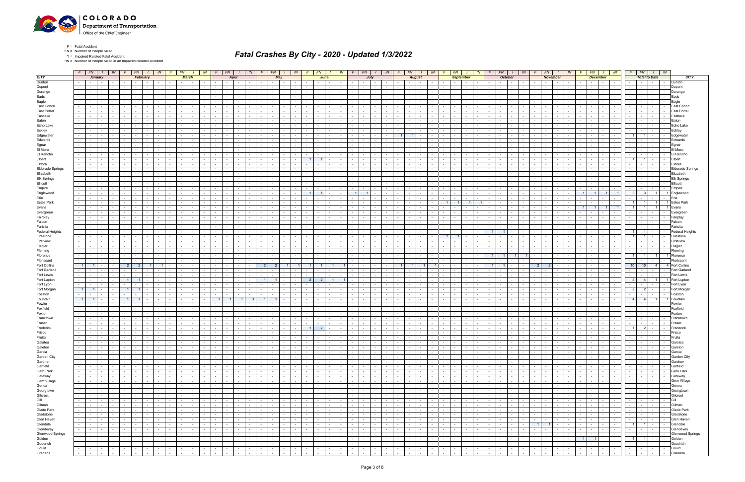F = Fatal Accident
FN = Number of People Killed
*I = Impaired Related Fatal Accident
*IN = Number of People Killed in an Impaired Related Accident

# Fatal Crashes By City - 2020 - Updated 1/3/2022

| CITY | January | | | | February | | | | March | | | | April | | | | May | | | | June | | | | July | | | | August | | | | September | | | | October | | | | November | | | | December | | | | Total to Date | | | | CITY |
|---|---|---|---|---|---|---|---|---|---|---|---|---|---|---|---|---|---|---|---|---|---|---|---|---|---|---|---|---|---|---|---|---|---|---|---|---|---|---|---|---|---|---|---|---|---|---|---|---|---|---|---|---|---|
| | F | FN | I | IN | F | FN | I | IN | F | FN | I | IN | F | FN | I | IN | F | FN | I | IN | F | FN | I | IN | F | FN | I | IN | F | FN | I | IN | F | FN | I | IN | F | FN | I | IN | F | FN | I | IN | F | FN | I | IN | F | FN | I | IN | |
| Dunton | - | - | - | - | - | - | - | - | - | - | - | - | - | - | - | - | - | - | - | - | - | - | - | - | - | - | - | - | - | - | - | - | - | - | - | - | - | - | - | - | - | - | - | - | - | - | - | - | - | - | - | - | Dunton |
| Dupont | - | - | - | - | - | - | - | - | - | - | - | - | - | - | - | - | - | - | - | - | - | - | - | - | - | - | - | - | - | - | - | - | - | - | - | - | - | - | - | - | - | - | - | - | - | - | - | - | - | - | - | - | Dupont |
| Durango | - | - | - | - | - | - | - | - | - | - | - | - | - | - | - | - | - | - | - | - | - | - | - | - | - | - | - | - | - | - | - | - | - | - | - | - | - | - | - | - | - | - | - | - | - | - | - | - | - | - | - | - | Durango |
| Eads | - | - | - | - | - | - | - | - | - | - | - | - | - | - | - | - | - | - | - | - | - | - | - | - | - | - | - | - | - | - | - | - | - | - | - | - | - | - | - | - | - | - | - | - | - | - | - | - | - | - | - | - | Eads |
| Eagle | - | - | - | - | - | - | - | - | - | - | - | - | - | - | - | - | - | - | - | - | - | - | - | - | - | - | - | - | - | - | - | - | - | - | - | - | - | - | - | - | - | - | - | - | - | - | - | - | - | - | - | - | Eagle |
| East Conon | - | - | - | - | - | - | - | - | - | - | - | - | - | - | - | - | - | - | - | - | - | - | - | - | - | - | - | - | - | - | - | - | - | - | - | - | - | - | - | - | - | - | - | - | - | - | - | - | - | - | - | - | East Conon |
| East Portal | - | - | - | - | - | - | - | - | - | - | - | - | - | - | - | - | - | - | - | - | - | - | - | - | - | - | - | - | - | - | - | - | - | - | - | - | - | - | - | - | - | - | - | - | - | - | - | - | - | - | - | - | East Portal |
| Eastlake | - | - | - | - | - | - | - | - | - | - | - | - | - | - | - | - | - | - | - | - | - | - | - | - | - | - | - | - | - | - | - | - | - | - | - | - | - | - | - | - | - | - | - | - | - | - | - | - | - | - | - | - | Eastlake |
| Eaton | - | - | - | - | - | - | - | - | - | - | - | - | - | - | - | - | - | - | - | - | - | - | - | - | - | - | - | - | - | - | - | - | - | - | - | - | - | - | - | - | - | - | - | - | - | - | - | - | - | - | - | - | Eaton |
| Echo Lake | - | - | - | - | - | - | - | - | - | - | - | - | - | - | - | - | - | - | - | - | - | - | - | - | - | - | - | - | - | - | - | - | - | - | - | - | - | - | - | - | - | - | - | - | - | - | - | - | - | - | - | - | Echo Lake |
| Eckley | - | - | - | - | - | - | - | - | - | - | - | - | - | - | - | - | - | - | - | - | - | - | - | - | - | - | - | - | - | - | - | - | - | - | - | - | - | - | - | - | - | - | - | - | - | - | - | - | - | - | - | - | Eckley |
| Edgewater | - | - | - | - | - | - | - | - | - | - | - | - | - | - | - | - | - | - | - | - | - | - | - | - | - | - | - | - | 1 | 1 | - | - | - | - | - | - | - | - | - | - | - | - | - | - | - | - | - | - | 1 | 1 | - | - | Edgewater |
| Edwards | - | - | - | - | - | - | - | - | - | - | - | - | - | - | - | - | - | - | - | - | - | - | - | - | - | - | - | - | - | - | - | - | - | - | - | - | - | - | - | - | - | - | - | - | - | - | - | - | - | - | - | - | Edwards |
| Egnar | - | - | - | - | - | - | - | - | - | - | - | - | - | - | - | - | - | - | - | - | - | - | - | - | - | - | - | - | - | - | - | - | - | - | - | - | - | - | - | - | - | - | - | - | - | - | - | - | - | - | - | - | Egnar |
| El Moro | - | - | - | - | - | - | - | - | - | - | - | - | - | - | - | - | - | - | - | - | - | - | - | - | - | - | - | - | - | - | - | - | - | - | - | - | - | - | - | - | - | - | - | - | - | - | - | - | - | - | - | - | El Moro |
| El Rancho | - | - | - | - | - | - | - | - | - | - | - | - | - | - | - | - | - | - | - | - | - | - | - | - | - | - | - | - | - | - | - | - | - | - | - | - | - | - | - | - | - | - | - | - | - | - | - | - | - | - | - | - | El Rancho |
| Elbert | - | - | - | - | - | - | - | - | - | - | - | - | - | - | - | - | - | - | - | - | 1 | 1 | - | - | - | - | - | - | - | - | - | - | - | - | - | - | - | - | - | - | - | - | - | - | - | - | - | - | 1 | 1 | - | - | Elbert |
| Eldora | - | - | - | - | - | - | - | - | - | - | - | - | - | - | - | - | - | - | - | - | - | - | - | - | - | - | - | - | - | - | - | - | - | - | - | - | - | - | - | - | - | - | - | - | - | - | - | - | - | - | - | - | Eldora |
| Eldorado Springs | - | - | - | - | - | - | - | - | - | - | - | - | - | - | - | - | - | - | - | - | - | - | - | - | - | - | - | - | - | - | - | - | - | - | - | - | - | - | - | - | - | - | - | - | - | - | - | - | - | - | - | - | Eldorado Springs |
| Elizabeth | - | - | - | - | - | - | - | - | - | - | - | - | - | - | - | - | - | - | - | - | - | - | - | - | - | - | - | - | - | - | - | - | - | - | - | - | - | - | - | - | - | - | - | - | - | - | - | - | - | - | - | - | Elizabeth |
| Elk Springs | - | - | - | - | - | - | - | - | - | - | - | - | - | - | - | - | - | - | - | - | - | - | - | - | - | - | - | - | - | - | - | - | - | - | - | - | - | - | - | - | - | - | - | - | - | - | - | - | - | - | - | - | Elk Springs |
| Ellicott | - | - | - | - | - | - | - | - | - | - | - | - | - | - | - | - | - | - | - | - | - | - | - | - | - | - | - | - | - | - | - | - | - | - | - | - | - | - | - | - | - | - | - | - | - | - | - | - | - | - | - | - | Ellicott |
| Empire | - | - | - | - | - | - | - | - | - | - | - | - | - | - | - | - | - | - | - | - | - | - | - | - | - | - | - | - | - | - | - | - | - | - | - | - | - | - | - | - | - | - | - | - | - | - | - | - | - | - | - | - | Empire |
| Englewood | - | - | - | - | - | - | - | - | - | - | - | - | - | - | - | - | - | - | - | - | 1 | 1 | - | - | 1 | 1 | - | - | - | - | - | - | - | - | - | - | - | - | - | - | - | - | - | - | 1 | 1 | 1 | 1 | 3 | 3 | 1 | 1 | Englewood |
| Erie | - | - | - | - | - | - | - | - | - | - | - | - | - | - | - | - | - | - | - | - | - | - | - | - | - | - | - | - | - | - | - | - | - | - | - | - | - | - | - | - | - | - | - | - | - | - | - | - | - | - | - | - | Erie |
| Estes Park | - | - | - | - | - | - | - | - | - | - | - | - | - | - | - | - | - | - | - | - | - | - | - | - | - | - | - | - | - | - | - | - | 1 | 1 | 1 | 1 | - | - | - | - | - | - | - | - | - | - | - | - | 1 | 1 | 1 | 1 | Estes Park |
| Evans | - | - | - | - | - | - | - | - | - | - | - | - | - | - | - | - | - | - | - | - | - | - | - | - | - | - | - | - | - | - | - | - | - | - | - | - | - | - | - | - | - | - | - | - | 1 | 1 | 1 | 1 | 1 | 1 | 1 | 1 | Evans |
| Evergreen | - | - | - | - | - | - | - | - | - | - | - | - | - | - | - | - | - | - | - | - | - | - | - | - | - | - | - | - | - | - | - | - | - | - | - | - | - | - | - | - | - | - | - | - | - | - | - | - | - | - | - | - | Evergreen |
| Fairplay | - | - | - | - | - | - | - | - | - | - | - | - | - | - | - | - | - | - | - | - | - | - | - | - | - | - | - | - | - | - | - | - | - | - | - | - | - | - | - | - | - | - | - | - | - | - | - | - | - | - | - | - | Fairplay |
| Falcon | - | - | - | - | - | - | - | - | - | - | - | - | - | - | - | - | - | - | - | - | - | - | - | - | - | - | - | - | - | - | - | - | - | - | - | - | - | - | - | - | - | - | - | - | - | - | - | - | - | - | - | - | Falcon |
| Farisita | - | - | - | - | - | - | - | - | - | - | - | - | - | - | - | - | - | - | - | - | - | - | - | - | - | - | - | - | - | - | - | - | - | - | - | - | - | - | - | - | - | - | - | - | - | - | - | - | - | - | - | - | Farisita |
| Federal Heights | - | - | - | - | - | - | - | - | - | - | - | - | - | - | - | - | - | - | - | - | - | - | - | - | - | - | - | - | - | - | - | - | - | - | - | - | 1 | 1 | - | - | - | - | - | - | - | - | - | - | 1 | 1 | - | - | Federal Heights |
| Firestone | - | - | - | - | - | - | - | - | - | - | - | - | - | - | - | - | - | - | - | - | - | - | - | - | - | - | - | - | - | - | - | - | 1 | 1 | - | - | - | - | - | - | - | - | - | - | - | - | - | - | 1 | 1 | - | - | Firestone |
| Firstview | - | - | - | - | - | - | - | - | - | - | - | - | - | - | - | - | - | - | - | - | - | - | - | - | - | - | - | - | - | - | - | - | - | - | - | - | - | - | - | - | - | - | - | - | - | - | - | - | - | - | - | - | Firstview |
| Flagler | - | - | - | - | - | - | - | - | - | - | - | - | - | - | - | - | - | - | - | - | - | - | - | - | - | - | - | - | - | - | - | - | - | - | - | - | - | - | - | - | - | - | - | - | - | - | - | - | - | - | - | - | Flagler |
| Fleming | - | - | - | - | - | - | - | - | - | - | - | - | - | - | - | - | - | - | - | - | - | - | - | - | - | - | - | - | - | - | - | - | - | - | - | - | - | - | - | - | - | - | - | - | - | - | - | - | - | - | - | - | Fleming |
| Florence | - | - | - | - | - | - | - | - | - | - | - | - | - | - | - | - | - | - | - | - | - | - | - | - | - | - | - | - | - | - | - | - | - | - | - | - | 1 | 1 | 1 | 1 | - | - | - | - | - | - | - | - | 1 | 1 | 1 | 1 | Florence |
| Florissant | - | - | - | - | - | - | - | - | - | - | - | - | - | - | - | - | - | - | - | - | - | - | - | - | - | - | - | - | - | - | - | - | - | - | - | - | - | - | - | - | - | - | - | - | - | - | - | - | - | - | - | - | Florissant |
| Fort Collins | 1 | 1 | - | - | 2 | 2 | 1 | 1 | - | - | - | - | - | - | - | - | 2 | 2 | 1 | 1 | 1 | 1 | 1 | 1 | - | - | - | - | 1 | 1 | 1 | 1 | - | - | - | - | 1 | 1 | - | - | 2 | 2 | - | - | - | - | - | - | 10 | 10 | 4 | 4 | Fort Collins |
| Fort Garland | - | - | - | - | - | - | - | - | - | - | - | - | - | - | - | - | - | - | - | - | - | - | - | - | - | - | - | - | - | - | - | - | - | - | - | - | - | - | - | - | - | - | - | - | - | - | - | - | - | - | - | - | Fort Garland |
| Fort Lewis | - | - | - | - | - | - | - | - | - | - | - | - | - | - | - | - | - | - | - | - | - | - | - | - | - | - | - | - | - | - | - | - | - | - | - | - | - | - | - | - | - | - | - | - | - | - | - | - | - | - | - | - | Fort Lewis |
| Fort Lupton | - | - | - | - | 1 | 1 | - | - | - | - | - | - | - | - | - | - | 1 | 1 | - | - | 2 | 2 | 1 | 1 | - | - | - | - | - | - | - | - | - | - | - | - | - | - | - | - | - | - | - | - | - | - | - | - | 4 | 4 | 1 | 1 | Fort Lupton |
| Fort Lyon | - | - | - | - | - | - | - | - | - | - | - | - | - | - | - | - | - | - | - | - | - | - | - | - | - | - | - | - | - | - | - | - | - | - | - | - | - | - | - | - | - | - | - | - | - | - | - | - | - | - | - | - | Fort Lyon |
| Fort Morgan | 1 | 1 | - | - | 1 | 1 | - | - | - | - | - | - | - | - | - | - | - | - | - | - | - | - | - | - | - | - | - | - | - | - | - | - | - | - | - | - | - | - | - | - | - | - | - | - | - | - | - | - | 2 | 2 | - | - | Fort Morgan |
| Fosston | - | - | - | - | - | - | - | - | - | - | - | - | - | - | - | - | - | - | - | - | - | - | - | - | - | - | - | - | - | - | - | - | - | - | - | - | - | - | - | - | - | - | - | - | - | - | - | - | - | - | - | - | Fosston |
| Fountain | 1 | 1 | - | - | 1 | 1 | - | - | - | - | - | - | 1 | 1 | 1 | 1 | 1 | 1 | - | - | - | - | - | - | - | - | - | - | - | - | - | - | - | - | - | - | - | - | - | - | - | - | - | - | - | - | - | - | 4 | 4 | 1 | 1 | Fountain |
| Fowler | - | - | - | - | - | - | - | - | - | - | - | - | - | - | - | - | - | - | - | - | - | - | - | - | - | - | - | - | - | - | - | - | - | - | - | - | - | - | - | - | - | - | - | - | - | - | - | - | - | - | - | - | Fowler |
| Foxfield | - | - | - | - | - | - | - | - | - | - | - | - | - | - | - | - | - | - | - | - | - | - | - | - | - | - | - | - | - | - | - | - | - | - | - | - | - | - | - | - | - | - | - | - | - | - | - | - | - | - | - | - | Foxfield |
| Foxton | - | - | - | - | - | - | - | - | - | - | - | - | - | - | - | - | - | - | - | - | - | - | - | - | - | - | - | - | - | - | - | - | - | - | - | - | - | - | - | - | - | - | - | - | - | - | - | - | - | - | - | - | Foxton |
| Franktown | - | - | - | - | - | - | - | - | - | - | - | - | - | - | - | - | - | - | - | - | - | - | - | - | - | - | - | - | - | - | - | - | - | - | - | - | - | - | - | - | - | - | - | - | - | - | - | - | - | - | - | - | Franktown |
| Fraser | - | - | - | - | - | - | - | - | - | - | - | - | - | - | - | - | - | - | - | - | - | - | - | - | - | - | - | - | - | - | - | - | - | - | - | - | - | - | - | - | - | - | - | - | - | - | - | - | - | - | - | - | Fraser |
| Frederick | - | - | - | - | - | - | - | - | - | - | - | - | - | - | - | - | - | - | - | - | 1 | 2 | - | - | - | - | - | - | - | - | - | - | - | - | - | - | - | - | - | - | - | - | - | - | - | - | - | - | 1 | 2 | - | - | Frederick |
| Frisco | - | - | - | - | - | - | - | - | - | - | - | - | - | - | - | - | - | - | - | - | - | - | - | - | - | - | - | - | - | - | - | - | - | - | - | - | - | - | - | - | - | - | - | - | - | - | - | - | - | - | - | - | Frisco |
| Fruita | - | - | - | - | - | - | - | - | - | - | - | - | - | - | - | - | - | - | - | - | - | - | - | - | - | - | - | - | - | - | - | - | - | - | - | - | - | - | - | - | - | - | - | - | - | - | - | - | - | - | - | - | Fruita |
| Galatea | - | - | - | - | - | - | - | - | - | - | - | - | - | - | - | - | - | - | - | - | - | - | - | - | - | - | - | - | - | - | - | - | - | - | - | - | - | - | - | - | - | - | - | - | - | - | - | - | - | - | - | - | Galatea |
| Galeton | - | - | - | - | - | - | - | - | - | - | - | - | - | - | - | - | - | - | - | - | - | - | - | - | - | - | - | - | - | - | - | - | - | - | - | - | - | - | - | - | - | - | - | - | - | - | - | - | - | - | - | - | Galeton |
| Garcia | - | - | - | - | - | - | - | - | - | - | - | - | - | - | - | - | - | - | - | - | - | - | - | - | - | - | - | - | - | - | - | - | - | - | - | - | - | - | - | - | - | - | - | - | - | - | - | - | - | - | - | - | Garcia |
| Garden City | - | - | - | - | - | - | - | - | - | - | - | - | - | - | - | - | - | - | - | - | - | - | - | - | - | - | - | - | - | - | - | - | - | - | - | - | - | - | - | - | - | - | - | - | - | - | - | - | - | - | - | - | Garden City |
| Gardner | - | - | - | - | - | - | - | - | - | - | - | - | - | - | - | - | - | - | - | - | - | - | - | - | - | - | - | - | - | - | - | - | - | - | - | - | - | - | - | - | - | - | - | - | - | - | - | - | - | - | - | - | Gardner |
| Garfield | - | - | - | - | - | - | - | - | - | - | - | - | - | - | - | - | - | - | - | - | - | - | - | - | - | - | - | - | - | - | - | - | - | - | - | - | - | - | - | - | - | - | - | - | - | - | - | - | - | - | - | - | Garfield |
| Garo Park | - | - | - | - | - | - | - | - | - | - | - | - | - | - | - | - | - | - | - | - | - | - | - | - | - | - | - | - | - | - | - | - | - | - | - | - | - | - | - | - | - | - | - | - | - | - | - | - | - | - | - | - | Garo Park |
| Gateway | - | - | - | - | - | - | - | - | - | - | - | - | - | - | - | - | - | - | - | - | - | - | - | - | - | - | - | - | - | - | - | - | - | - | - | - | - | - | - | - | - | - | - | - | - | - | - | - | - | - | - | - | Gateway |
| Gem Village | - | - | - | - | - | - | - | - | - | - | - | - | - | - | - | - | - | - | - | - | - | - | - | - | - | - | - | - | - | - | - | - | - | - | - | - | - | - | - | - | - | - | - | - | - | - | - | - | - | - | - | - | Gem Village |
| Genoa | - | - | - | - | - | - | - | - | - | - | - | - | - | - | - | - | - | - | - | - | - | - | - | - | - | - | - | - | - | - | - | - | - | - | - | - | - | - | - | - | - | - | - | - | - | - | - | - | - | - | - | - | Genoa |
| Georgtown | - | - | - | - | - | - | - | - | - | - | - | - | - | - | - | - | - | - | - | - | - | - | - | - | - | - | - | - | - | - | - | - | - | - | - | - | - | - | - | - | - | - | - | - | - | - | - | - | - | - | - | - | Georgtown |
| Gilcrest | - | - | - | - | - | - | - | - | - | - | - | - | - | - | - | - | - | - | - | - | - | - | - | - | - | - | - | - | - | - | - | - | - | - | - | - | - | - | - | - | - | - | - | - | - | - | - | - | - | - | - | - | Gilcrest |
| Gill | - | - | - | - | - | - | - | - | - | - | - | - | - | - | - | - | - | - | - | - | - | - | - | - | - | - | - | - | - | - | - | - | - | - | - | - | - | - | - | - | - | - | - | - | - | - | - | - | - | - | - | - | Gill |
| Gilman | - | - | - | - | - | - | - | - | - | - | - | - | - | - | - | - | - | - | - | - | - | - | - | - | - | - | - | - | - | - | - | - | - | - | - | - | - | - | - | - | - | - | - | - | - | - | - | - | - | - | - | - | Gilman |
| Glade Park | - | - | - | - | - | - | - | - | - | - | - | - | - | - | - | - | - | - | - | - | - | - | - | - | - | - | - | - | - | - | - | - | - | - | - | - | - | - | - | - | - | - | - | - | - | - | - | - | - | - | - | - | Glade Park |
| Gladstone | - | - | - | - | - | - | - | - | - | - | - | - | - | - | - | - | - | - | - | - | - | - | - | - | - | - | - | - | - | - | - | - | - | - | - | - | - | - | - | - | - | - | - | - | - | - | - | - | - | - | - | - | Gladstone |
| Glen Haven | - | - | - | - | - | - | - | - | - | - | - | - | - | - | - | - | - | - | - | - | - | - | - | - | - | - | - | - | - | - | - | - | - | - | - | - | - | - | - | - | - | - | - | - | - | - | - | - | - | - | - | - | Glen Haven |
| Glendale | - | - | - | - | - | - | - | - | - | - | - | - | - | - | - | - | - | - | - | - | - | - | - | - | - | - | - | - | - | - | - | - | - | - | - | - | - | - | - | - | 1 | 1 | - | - | - | - | - | - | 1 | 1 | - | - | Glendale |
| Glendevey | - | - | - | - | - | - | - | - | - | - | - | - | - | - | - | - | - | - | - | - | - | - | - | - | - | - | - | - | - | - | - | - | - | - | - | - | - | - | - | - | - | - | - | - | - | - | - | - | - | - | - | - | Glendevey |
| Glenwood Springs | - | - | - | - | - | - | - | - | - | - | - | - | - | - | - | - | - | - | - | - | - | - | - | - | - | - | - | - | - | - | - | - | - | - | - | - | - | - | - | - | - | - | - | - | - | - | - | - | - | - | - | - | Glenwood Springs |
| Golden | - | - | - | - | - | - | - | - | - | - | - | - | - | - | - | - | - | - | - | - | - | - | - | - | - | - | - | - | - | - | - | - | - | - | - | - | - | - | - | - | - | - | - | - | 1 | 1 | - | - | 1 | 1 | - | - | Golden |
| Goodrich | - | - | - | - | - | - | - | - | - | - | - | - | - | - | - | - | - | - | - | - | - | - | - | - | - | - | - | - | - | - | - | - | - | - | - | - | - | - | - | - | - | - | - | - | - | - | - | - | - | - | - | - | Goodrich |
| Gould | - | - | - | - | - | - | - | - | - | - | - | - | - | - | - | - | - | - | - | - | - | - | - | - | - | - | - | - | - | - | - | - | - | - | - | - | - | - | - | - | - | - | - | - | - | - | - | - | - | - | - | - | Gould |
| Granada | - | - | - | - | - | - | - | - | - | - | - | - | - | - | - | - | - | - | - | - | - | - | - | - | - | - | - | - | - | - | - | - | - | - | - | - | - | - | - | - | - | - | - | - | - | - | - | - | - | - | - | - | Granada |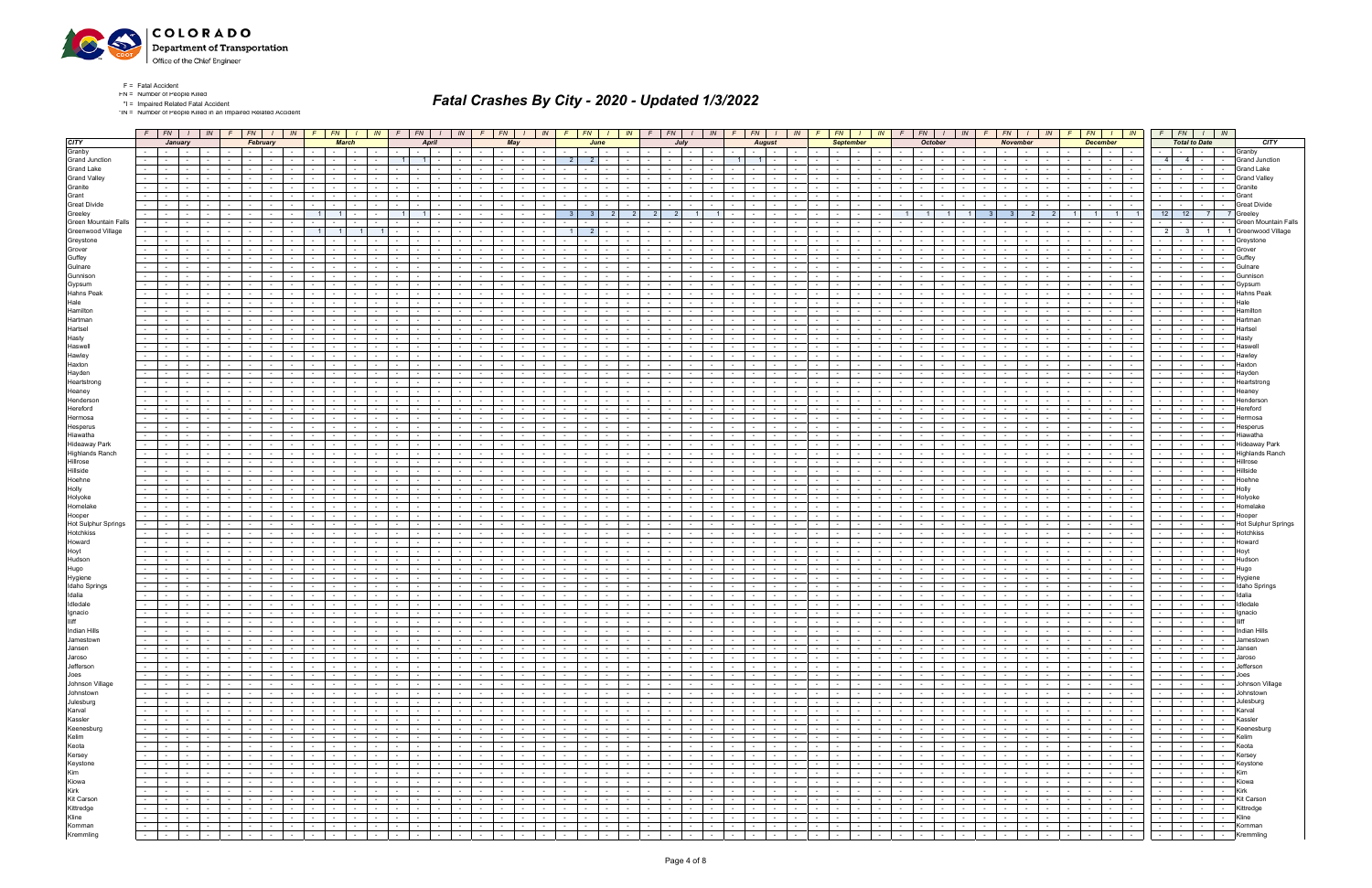F = Fatal Accident
FN = Number of People Killed
*I = Impaired Related Fatal Accident
*IN = Number of People Killed in an Impaired Related Accident

# Fatal Crashes By City - 2020 - Updated 1/3/2022

| CITY | January | | | | February | | | | March | | | | April | | | | May | | | | June | | | | July | | | | August | | | | September | | | | October | | | | November | | | | December | | | | Total to Date | | | | CITY |
|---|---|---|---|---|---|---|---|---|---|---|---|---|---|---|---|---|---|---|---|---|---|---|---|---|---|---|---|---|---|---|---|---|---|---|---|---|---|---|---|---|---|---|---|---|---|---|---|---|---|---|---|---|---|
| | F | FN | I | IN | F | FN | I | IN | F | FN | I | IN | F | FN | I | IN | F | FN | I | IN | F | FN | I | IN | F | FN | I | IN | F | FN | I | IN | F | FN | I | IN | F | FN | I | IN | F | FN | I | IN | F | FN | I | IN | F | FN | I | IN | |
| Granby | - | - | - | - | - | - | - | - | - | - | - | - | - | - | - | - | - | - | - | - | - | - | - | - | - | - | - | - | - | - | - | - | - | - | - | - | - | - | - | - | - | - | - | - | - | - | - | - | - | - | - | - | Granby |
| Grand Junction | - | - | - | - | - | - | - | - | - | - | - | - | 1 | 1 | - | - | - | - | - | - | 2 | 2 | - | - | - | - | - | - | 1 | 1 | - | - | - | - | - | - | - | - | - | - | - | - | - | - | - | - | - | - | 4 | 4 | - | - | Grand Junction |
| Grand Lake | - | - | - | - | - | - | - | - | - | - | - | - | - | - | - | - | - | - | - | - | - | - | - | - | - | - | - | - | - | - | - | - | - | - | - | - | - | - | - | - | - | - | - | - | - | - | - | - | - | - | - | - | Grand Lake |
| Grand Valley | - | - | - | - | - | - | - | - | - | - | - | - | - | - | - | - | - | - | - | - | - | - | - | - | - | - | - | - | - | - | - | - | - | - | - | - | - | - | - | - | - | - | - | - | - | - | - | - | - | - | - | - | Grand Valley |
| Granite | - | - | - | - | - | - | - | - | - | - | - | - | - | - | - | - | - | - | - | - | - | - | - | - | - | - | - | - | - | - | - | - | - | - | - | - | - | - | - | - | - | - | - | - | - | - | - | - | - | - | - | - | Granite |
| Grant | - | - | - | - | - | - | - | - | - | - | - | - | - | - | - | - | - | - | - | - | - | - | - | - | - | - | - | - | - | - | - | - | - | - | - | - | - | - | - | - | - | - | - | - | - | - | - | - | - | - | - | - | Grant |
| Great Divide | - | - | - | - | - | - | - | - | - | - | - | - | - | - | - | - | - | - | - | - | - | - | - | - | - | - | - | - | - | - | - | - | - | - | - | - | - | - | - | - | - | - | - | - | - | - | - | - | - | - | - | - | Great Divide |
| Greeley | - | - | - | - | - | - | - | - | 1 | 1 | - | - | 1 | 1 | - | - | - | - | - | - | 3 | 3 | 2 | 2 | 2 | 2 | 1 | 1 | - | - | - | - | - | - | - | - | 1 | 1 | 1 | 1 | 3 | 3 | 2 | 2 | 1 | 1 | 1 | 1 | 12 | 12 | 7 | 7 | Greeley |
| Green Mountain Falls | - | - | - | - | - | - | - | - | - | - | - | - | - | - | - | - | - | - | - | - | - | - | - | - | - | - | - | - | - | - | - | - | - | - | - | - | - | - | - | - | - | - | - | - | - | - | - | - | - | - | - | - | Green Mountain Falls |
| Greenwood Village | - | - | - | - | - | - | - | - | 1 | 1 | 1 | 1 | - | - | - | - | - | - | - | - | 1 | 2 | - | - | - | - | - | - | - | - | - | - | - | - | - | - | - | - | - | - | - | - | - | - | - | - | - | - | 2 | 3 | 1 | 1 | Greenwood Village |
| Greystone | - | - | - | - | - | - | - | - | - | - | - | - | - | - | - | - | - | - | - | - | - | - | - | - | - | - | - | - | - | - | - | - | - | - | - | - | - | - | - | - | - | - | - | - | - | - | - | - | - | - | - | - | Greystone |
| Grover | - | - | - | - | - | - | - | - | - | - | - | - | - | - | - | - | - | - | - | - | - | - | - | - | - | - | - | - | - | - | - | - | - | - | - | - | - | - | - | - | - | - | - | - | - | - | - | - | - | - | - | - | Grover |
| Guffey | - | - | - | - | - | - | - | - | - | - | - | - | - | - | - | - | - | - | - | - | - | - | - | - | - | - | - | - | - | - | - | - | - | - | - | - | - | - | - | - | - | - | - | - | - | - | - | - | - | - | - | - | Guffey |
| Gulnare | - | - | - | - | - | - | - | - | - | - | - | - | - | - | - | - | - | - | - | - | - | - | - | - | - | - | - | - | - | - | - | - | - | - | - | - | - | - | - | - | - | - | - | - | - | - | - | - | - | - | - | - | Gulnare |
| Gunnison | - | - | - | - | - | - | - | - | - | - | - | - | - | - | - | - | - | - | - | - | - | - | - | - | - | - | - | - | - | - | - | - | - | - | - | - | - | - | - | - | - | - | - | - | - | - | - | - | - | - | - | - | Gunnison |
| Gypsum | - | - | - | - | - | - | - | - | - | - | - | - | - | - | - | - | - | - | - | - | - | - | - | - | - | - | - | - | - | - | - | - | - | - | - | - | - | - | - | - | - | - | - | - | - | - | - | - | - | - | - | - | Gypsum |
| Hahns Peak | - | - | - | - | - | - | - | - | - | - | - | - | - | - | - | - | - | - | - | - | - | - | - | - | - | - | - | - | - | - | - | - | - | - | - | - | - | - | - | - | - | - | - | - | - | - | - | - | - | - | - | - | Hahns Peak |
| Hale | - | - | - | - | - | - | - | - | - | - | - | - | - | - | - | - | - | - | - | - | - | - | - | - | - | - | - | - | - | - | - | - | - | - | - | - | - | - | - | - | - | - | - | - | - | - | - | - | - | - | - | - | Hale |
| Hamilton | - | - | - | - | - | - | - | - | - | - | - | - | - | - | - | - | - | - | - | - | - | - | - | - | - | - | - | - | - | - | - | - | - | - | - | - | - | - | - | - | - | - | - | - | - | - | - | - | - | - | - | - | Hamilton |
| Hartman | - | - | - | - | - | - | - | - | - | - | - | - | - | - | - | - | - | - | - | - | - | - | - | - | - | - | - | - | - | - | - | - | - | - | - | - | - | - | - | - | - | - | - | - | - | - | - | - | - | - | - | - | Hartman |
| Hartsel | - | - | - | - | - | - | - | - | - | - | - | - | - | - | - | - | - | - | - | - | - | - | - | - | - | - | - | - | - | - | - | - | - | - | - | - | - | - | - | - | - | - | - | - | - | - | - | - | - | - | - | - | Hartsel |
| Hasty | - | - | - | - | - | - | - | - | - | - | - | - | - | - | - | - | - | - | - | - | - | - | - | - | - | - | - | - | - | - | - | - | - | - | - | - | - | - | - | - | - | - | - | - | - | - | - | - | - | - | - | - | Hasty |
| Haswell | - | - | - | - | - | - | - | - | - | - | - | - | - | - | - | - | - | - | - | - | - | - | - | - | - | - | - | - | - | - | - | - | - | - | - | - | - | - | - | - | - | - | - | - | - | - | - | - | - | - | - | - | Haswell |
| Hawley | - | - | - | - | - | - | - | - | - | - | - | - | - | - | - | - | - | - | - | - | - | - | - | - | - | - | - | - | - | - | - | - | - | - | - | - | - | - | - | - | - | - | - | - | - | - | - | - | - | - | - | - | Hawley |
| Haxton | - | - | - | - | - | - | - | - | - | - | - | - | - | - | - | - | - | - | - | - | - | - | - | - | - | - | - | - | - | - | - | - | - | - | - | - | - | - | - | - | - | - | - | - | - | - | - | - | - | - | - | - | Haxton |
| Hayden | - | - | - | - | - | - | - | - | - | - | - | - | - | - | - | - | - | - | - | - | - | - | - | - | - | - | - | - | - | - | - | - | - | - | - | - | - | - | - | - | - | - | - | - | - | - | - | - | - | - | - | - | Hayden |
| Heartstrong | - | - | - | - | - | - | - | - | - | - | - | - | - | - | - | - | - | - | - | - | - | - | - | - | - | - | - | - | - | - | - | - | - | - | - | - | - | - | - | - | - | - | - | - | - | - | - | - | - | - | - | - | Heartstrong |
| Heaney | - | - | - | - | - | - | - | - | - | - | - | - | - | - | - | - | - | - | - | - | - | - | - | - | - | - | - | - | - | - | - | - | - | - | - | - | - | - | - | - | - | - | - | - | - | - | - | - | - | - | - | - | Heaney |
| Henderson | - | - | - | - | - | - | - | - | - | - | - | - | - | - | - | - | - | - | - | - | - | - | - | - | - | - | - | - | - | - | - | - | - | - | - | - | - | - | - | - | - | - | - | - | - | - | - | - | - | - | - | - | Henderson |
| Hereford | - | - | - | - | - | - | - | - | - | - | - | - | - | - | - | - | - | - | - | - | - | - | - | - | - | - | - | - | - | - | - | - | - | - | - | - | - | - | - | - | - | - | - | - | - | - | - | - | - | - | - | - | Hereford |
| Hermosa | - | - | - | - | - | - | - | - | - | - | - | - | - | - | - | - | - | - | - | - | - | - | - | - | - | - | - | - | - | - | - | - | - | - | - | - | - | - | - | - | - | - | - | - | - | - | - | - | - | - | - | - | Hermosa |
| Hesperus | - | - | - | - | - | - | - | - | - | - | - | - | - | - | - | - | - | - | - | - | - | - | - | - | - | - | - | - | - | - | - | - | - | - | - | - | - | - | - | - | - | - | - | - | - | - | - | - | - | - | - | - | Hesperus |
| Hiawatha | - | - | - | - | - | - | - | - | - | - | - | - | - | - | - | - | - | - | - | - | - | - | - | - | - | - | - | - | - | - | - | - | - | - | - | - | - | - | - | - | - | - | - | - | - | - | - | - | - | - | - | - | Hiawatha |
| Hideaway Park | - | - | - | - | - | - | - | - | - | - | - | - | - | - | - | - | - | - | - | - | - | - | - | - | - | - | - | - | - | - | - | - | - | - | - | - | - | - | - | - | - | - | - | - | - | - | - | - | - | - | - | - | Hideaway Park |
| Highlands Ranch | - | - | - | - | - | - | - | - | - | - | - | - | - | - | - | - | - | - | - | - | - | - | - | - | - | - | - | - | - | - | - | - | - | - | - | - | - | - | - | - | - | - | - | - | - | - | - | - | - | - | - | - | Highlands Ranch |
| Hillrose | - | - | - | - | - | - | - | - | - | - | - | - | - | - | - | - | - | - | - | - | - | - | - | - | - | - | - | - | - | - | - | - | - | - | - | - | - | - | - | - | - | - | - | - | - | - | - | - | - | - | - | - | Hillrose |
| Hillside | - | - | - | - | - | - | - | - | - | - | - | - | - | - | - | - | - | - | - | - | - | - | - | - | - | - | - | - | - | - | - | - | - | - | - | - | - | - | - | - | - | - | - | - | - | - | - | - | - | - | - | - | Hillside |
| Hoehne | - | - | - | - | - | - | - | - | - | - | - | - | - | - | - | - | - | - | - | - | - | - | - | - | - | - | - | - | - | - | - | - | - | - | - | - | - | - | - | - | - | - | - | - | - | - | - | - | - | - | - | - | Hoehne |
| Holly | - | - | - | - | - | - | - | - | - | - | - | - | - | - | - | - | - | - | - | - | - | - | - | - | - | - | - | - | - | - | - | - | - | - | - | - | - | - | - | - | - | - | - | - | - | - | - | - | - | - | - | - | Holly |
| Holyoke | - | - | - | - | - | - | - | - | - | - | - | - | - | - | - | - | - | - | - | - | - | - | - | - | - | - | - | - | - | - | - | - | - | - | - | - | - | - | - | - | - | - | - | - | - | - | - | - | - | - | - | - | Holyoke |
| Homelake | - | - | - | - | - | - | - | - | - | - | - | - | - | - | - | - | - | - | - | - | - | - | - | - | - | - | - | - | - | - | - | - | - | - | - | - | - | - | - | - | - | - | - | - | - | - | - | - | - | - | - | - | Homelake |
| Hooper | - | - | - | - | - | - | - | - | - | - | - | - | - | - | - | - | - | - | - | - | - | - | - | - | - | - | - | - | - | - | - | - | - | - | - | - | - | - | - | - | - | - | - | - | - | - | - | - | - | - | - | - | Hooper |
| Hot Sulphur Springs | - | - | - | - | - | - | - | - | - | - | - | - | - | - | - | - | - | - | - | - | - | - | - | - | - | - | - | - | - | - | - | - | - | - | - | - | - | - | - | - | - | - | - | - | - | - | - | - | - | - | - | - | Hot Sulphur Springs |
| Hotchkiss | - | - | - | - | - | - | - | - | - | - | - | - | - | - | - | - | - | - | - | - | - | - | - | - | - | - | - | - | - | - | - | - | - | - | - | - | - | - | - | - | - | - | - | - | - | - | - | - | - | - | - | - | Hotchkiss |
| Howard | - | - | - | - | - | - | - | - | - | - | - | - | - | - | - | - | - | - | - | - | - | - | - | - | - | - | - | - | - | - | - | - | - | - | - | - | - | - | - | - | - | - | - | - | - | - | - | - | - | - | - | - | Howard |
| Hoyt | - | - | - | - | - | - | - | - | - | - | - | - | - | - | - | - | - | - | - | - | - | - | - | - | - | - | - | - | - | - | - | - | - | - | - | - | - | - | - | - | - | - | - | - | - | - | - | - | - | - | - | - | Hoyt |
| Hudson | - | - | - | - | - | - | - | - | - | - | - | - | - | - | - | - | - | - | - | - | - | - | - | - | - | - | - | - | - | - | - | - | - | - | - | - | - | - | - | - | - | - | - | - | - | - | - | - | - | - | - | - | Hudson |
| Hugo | - | - | - | - | - | - | - | - | - | - | - | - | - | - | - | - | - | - | - | - | - | - | - | - | - | - | - | - | - | - | - | - | - | - | - | - | - | - | - | - | - | - | - | - | - | - | - | - | - | - | - | - | Hugo |
| Hygiene | - | - | - | - | - | - | - | - | - | - | - | - | - | - | - | - | - | - | - | - | - | - | - | - | - | - | - | - | - | - | - | - | - | - | - | - | - | - | - | - | - | - | - | - | - | - | - | - | - | - | - | - | Hygiene |
| Idaho Springs | - | - | - | - | - | - | - | - | - | - | - | - | - | - | - | - | - | - | - | - | - | - | - | - | - | - | - | - | - | - | - | - | - | - | - | - | - | - | - | - | - | - | - | - | - | - | - | - | - | - | - | - | Idaho Springs |
| Idalia | - | - | - | - | - | - | - | - | - | - | - | - | - | - | - | - | - | - | - | - | - | - | - | - | - | - | - | - | - | - | - | - | - | - | - | - | - | - | - | - | - | - | - | - | - | - | - | - | - | - | - | - | Idalia |
| Idledale | - | - | - | - | - | - | - | - | - | - | - | - | - | - | - | - | - | - | - | - | - | - | - | - | - | - | - | - | - | - | - | - | - | - | - | - | - | - | - | - | - | - | - | - | - | - | - | - | - | - | - | - | Idledale |
| Ignacio | - | - | - | - | - | - | - | - | - | - | - | - | - | - | - | - | - | - | - | - | - | - | - | - | - | - | - | - | - | - | - | - | - | - | - | - | - | - | - | - | - | - | - | - | - | - | - | - | - | - | - | - | Ignacio |
| Iliff | - | - | - | - | - | - | - | - | - | - | - | - | - | - | - | - | - | - | - | - | - | - | - | - | - | - | - | - | - | - | - | - | - | - | - | - | - | - | - | - | - | - | - | - | - | - | - | - | - | - | - | - | Iliff |
| Indian Hills | - | - | - | - | - | - | - | - | - | - | - | - | - | - | - | - | - | - | - | - | - | - | - | - | - | - | - | - | - | - | - | - | - | - | - | - | - | - | - | - | - | - | - | - | - | - | - | - | - | - | - | - | Indian Hills |
| Jamestown | - | - | - | - | - | - | - | - | - | - | - | - | - | - | - | - | - | - | - | - | - | - | - | - | - | - | - | - | - | - | - | - | - | - | - | - | - | - | - | - | - | - | - | - | - | - | - | - | - | - | - | - | Jamestown |
| Jansen | - | - | - | - | - | - | - | - | - | - | - | - | - | - | - | - | - | - | - | - | - | - | - | - | - | - | - | - | - | - | - | - | - | - | - | - | - | - | - | - | - | - | - | - | - | - | - | - | - | - | - | - | Jansen |
| Jaroso | - | - | - | - | - | - | - | - | - | - | - | - | - | - | - | - | - | - | - | - | - | - | - | - | - | - | - | - | - | - | - | - | - | - | - | - | - | - | - | - | - | - | - | - | - | - | - | - | - | - | - | - | Jaroso |
| Jefferson | - | - | - | - | - | - | - | - | - | - | - | - | - | - | - | - | - | - | - | - | - | - | - | - | - | - | - | - | - | - | - | - | - | - | - | - | - | - | - | - | - | - | - | - | - | - | - | - | - | - | - | - | Jefferson |
| Joes | - | - | - | - | - | - | - | - | - | - | - | - | - | - | - | - | - | - | - | - | - | - | - | - | - | - | - | - | - | - | - | - | - | - | - | - | - | - | - | - | - | - | - | - | - | - | - | - | - | - | - | - | Joes |
| Johnson Village | - | - | - | - | - | - | - | - | - | - | - | - | - | - | - | - | - | - | - | - | - | - | - | - | - | - | - | - | - | - | - | - | - | - | - | - | - | - | - | - | - | - | - | - | - | - | - | - | - | - | - | - | Johnson Village |
| Johnstown | - | - | - | - | - | - | - | - | - | - | - | - | - | - | - | - | - | - | - | - | - | - | - | - | - | - | - | - | - | - | - | - | - | - | - | - | - | - | - | - | - | - | - | - | - | - | - | - | - | - | - | - | Johnstown |
| Julesburg | - | - | - | - | - | - | - | - | - | - | - | - | - | - | - | - | - | - | - | - | - | - | - | - | - | - | - | - | - | - | - | - | - | - | - | - | - | - | - | - | - | - | - | - | - | - | - | - | - | - | - | - | Julesburg |
| Karval | - | - | - | - | - | - | - | - | - | - | - | - | - | - | - | - | - | - | - | - | - | - | - | - | - | - | - | - | - | - | - | - | - | - | - | - | - | - | - | - | - | - | - | - | - | - | - | - | - | - | - | - | Karval |
| Kassler | - | - | - | - | - | - | - | - | - | - | - | - | - | - | - | - | - | - | - | - | - | - | - | - | - | - | - | - | - | - | - | - | - | - | - | - | - | - | - | - | - | - | - | - | - | - | - | - | - | - | - | - | Kassler |
| Keenesburg | - | - | - | - | - | - | - | - | - | - | - | - | - | - | - | - | - | - | - | - | - | - | - | - | - | - | - | - | - | - | - | - | - | - | - | - | - | - | - | - | - | - | - | - | - | - | - | - | - | - | - | - | Keenesburg |
| Kelim | - | - | - | - | - | - | - | - | - | - | - | - | - | - | - | - | - | - | - | - | - | - | - | - | - | - | - | - | - | - | - | - | - | - | - | - | - | - | - | - | - | - | - | - | - | - | - | - | - | - | - | - | Kelim |
| Keota | - | - | - | - | - | - | - | - | - | - | - | - | - | - | - | - | - | - | - | - | - | - | - | - | - | - | - | - | - | - | - | - | - | - | - | - | - | - | - | - | - | - | - | - | - | - | - | - | - | - | - | - | Keota |
| Kersey | - | - | - | - | - | - | - | - | - | - | - | - | - | - | - | - | - | - | - | - | - | - | - | - | - | - | - | - | - | - | - | - | - | - | - | - | - | - | - | - | - | - | - | - | - | - | - | - | - | - | - | - | Kersey |
| Keystone | - | - | - | - | - | - | - | - | - | - | - | - | - | - | - | - | - | - | - | - | - | - | - | - | - | - | - | - | - | - | - | - | - | - | - | - | - | - | - | - | - | - | - | - | - | - | - | - | - | - | - | - | Keystone |
| Kim | - | - | - | - | - | - | - | - | - | - | - | - | - | - | - | - | - | - | - | - | - | - | - | - | - | - | - | - | - | - | - | - | - | - | - | - | - | - | - | - | - | - | - | - | - | - | - | - | - | - | - | - | Kim |
| Kiowa | - | - | - | - | - | - | - | - | - | - | - | - | - | - | - | - | - | - | - | - | - | - | - | - | - | - | - | - | - | - | - | - | - | - | - | - | - | - | - | - | - | - | - | - | - | - | - | - | - | - | - | - | Kiowa |
| Kirk | - | - | - | - | - | - | - | - | - | - | - | - | - | - | - | - | - | - | - | - | - | - | - | - | - | - | - | - | - | - | - | - | - | - | - | - | - | - | - | - | - | - | - | - | - | - | - | - | - | - | - | - | Kirk |
| Kit Carson | - | - | - | - | - | - | - | - | - | - | - | - | - | - | - | - | - | - | - | - | - | - | - | - | - | - | - | - | - | - | - | - | - | - | - | - | - | - | - | - | - | - | - | - | - | - | - | - | - | - | - | - | Kit Carson |
| Kittredge | - | - | - | - | - | - | - | - | - | - | - | - | - | - | - | - | - | - | - | - | - | - | - | - | - | - | - | - | - | - | - | - | - | - | - | - | - | - | - | - | - | - | - | - | - | - | - | - | - | - | - | - | Kittredge |
| Kline | - | - | - | - | - | - | - | - | - | - | - | - | - | - | - | - | - | - | - | - | - | - | - | - | - | - | - | - | - | - | - | - | - | - | - | - | - | - | - | - | - | - | - | - | - | - | - | - | - | - | - | - | Kline |
| Komman | - | - | - | - | - | - | - | - | - | - | - | - | - | - | - | - | - | - | - | - | - | - | - | - | - | - | - | - | - | - | - | - | - | - | - | - | - | - | - | - | - | - | - | - | - | - | - | - | - | - | - | - | Komman |
| Kremmling | - | - | - | - | - | - | - | - | - | - | - | - | - | - | - | - | - | - | - | - | - | - | - | - | - | - | - | - | - | - | - | - | - | - | - | - | - | - | - | - | - | - | - | - | - | - | - | - | - | - | - | - | Kremmling |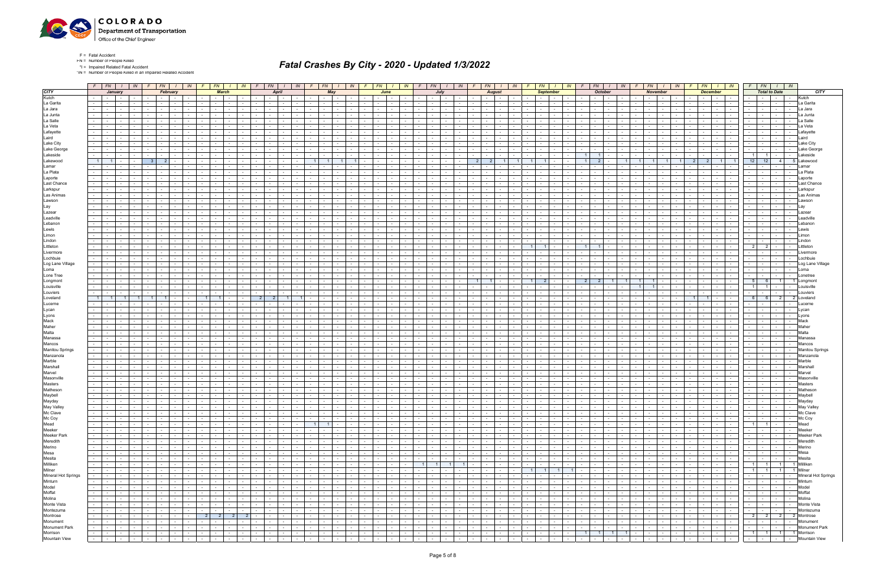| CITY | January | | | | February | | | | March | | | | April | | | | May | | | | June | | | | July | | | | August | | | | September | | | | October | | | | November | | | | December | | | | Total to Date | | | | CITY |
|---|---|---|---|---|---|---|---|---|---|---|---|---|---|---|---|---|---|---|---|---|---|---|---|---|---|---|---|---|---|---|---|---|---|---|---|---|---|---|---|---|---|---|---|---|---|---|---|---|---|---|---|---|---|
| | F | FN | I | IN | F | FN | I | IN | F | FN | I | IN | F | FN | I | IN | F | FN | I | IN | F | FN | I | IN | F | FN | I | IN | F | FN | I | IN | F | FN | I | IN | F | FN | I | IN | F | FN | I | IN | F | FN | I | IN | F | FN | I | IN | |
| Kutch | - | - | - | - | - | - | - | - | - | - | - | - | - | - | - | - | - | - | - | - | - | - | - | - | - | - | - | - | - | - | - | - | - | - | - | - | - | - | - | - | - | - | - | - | - | - | - | - | - | - | - | - | Kutch |
| La Garita | - | - | - | - | - | - | - | - | - | - | - | - | - | - | - | - | - | - | - | - | - | - | - | - | - | - | - | - | - | - | - | - | - | - | - | - | - | - | - | - | - | - | - | - | - | - | - | - | - | - | - | - | La Garita |
| La Jara | - | - | - | - | - | - | - | - | - | - | - | - | - | - | - | - | - | - | - | - | - | - | - | - | - | - | - | - | - | - | - | - | - | - | - | - | - | - | - | - | - | - | - | - | - | - | - | - | - | - | - | - | La Jara |
| La Junta | - | - | - | - | - | - | - | - | - | - | - | - | - | - | - | - | - | - | - | - | - | - | - | - | - | - | - | - | - | - | - | - | - | - | - | - | - | - | - | - | - | - | - | - | - | - | - | - | - | - | - | - | La Junta |
| La Salle | - | - | - | - | - | - | - | - | - | - | - | - | - | - | - | - | - | - | - | - | - | - | - | - | - | - | - | - | - | - | - | - | - | - | - | - | - | - | - | - | - | - | - | - | - | - | - | - | - | - | - | - | La Salle |
| La Veta | - | - | - | - | - | - | - | - | - | - | - | - | - | - | - | - | - | - | - | - | - | - | - | - | - | - | - | - | - | - | - | - | - | - | - | - | - | - | - | - | - | - | - | - | - | - | - | - | - | - | - | - | La Veta |
| Lafayette | - | - | - | - | - | - | - | - | - | - | - | - | - | - | - | - | - | - | - | - | - | - | - | - | - | - | - | - | - | - | - | - | - | - | - | - | - | - | - | - | - | - | - | - | - | - | - | - | - | - | - | - | Lafayette |
| Laird | - | - | - | - | - | - | - | - | - | - | - | - | - | - | - | - | - | - | - | - | - | - | - | - | - | - | - | - | - | - | - | - | - | - | - | - | - | - | - | - | - | - | - | - | - | - | - | - | - | - | - | - | Laird |
| Lake City | - | - | - | - | - | - | - | - | - | - | - | - | - | - | - | - | - | - | - | - | - | - | - | - | - | - | - | - | - | - | - | - | - | - | - | - | - | - | - | - | - | - | - | - | - | - | - | - | - | - | - | - | Lake City |
| Lake George | - | - | - | - | - | - | - | - | - | - | - | - | - | - | - | - | - | - | - | - | - | - | - | - | - | - | - | - | - | - | - | - | - | - | - | - | - | - | - | - | - | - | - | - | - | - | - | - | - | - | - | - | Lake George |
| Lakeside | - | - | - | - | - | - | - | - | - | - | - | - | - | - | - | - | - | - | - | - | - | - | - | - | - | - | - | - | - | - | - | - | - | - | - | - | 1 | 1 | - | - | - | - | - | - | - | - | - | - | 1 | 1 | - | - | Lakeside |
| Lakewood | 1 | 1 | - | - | 3 | 2 | - | - | - | - | - | - | - | - | - | - | 1 | 1 | 1 | 1 | - | - | - | - | - | - | - | - | 2 | 2 | 1 | 1 | 1 | 1 | - | - | 1 | 2 | - | 1 | 1 | 1 | 1 | 1 | 2 | 2 | 1 | 1 | 12 | 12 | 4 | 5 | Lakewood |
| Lamar | - | - | - | - | - | - | - | - | - | - | - | - | - | - | - | - | - | - | - | - | - | - | - | - | - | - | - | - | - | - | - | - | - | - | - | - | - | - | - | - | - | - | - | - | - | - | - | - | - | - | - | - | Lamar |
| La Plata | - | - | - | - | - | - | - | - | - | - | - | - | - | - | - | - | - | - | - | - | - | - | - | - | - | - | - | - | - | - | - | - | - | - | - | - | - | - | - | - | - | - | - | - | - | - | - | - | - | - | - | - | La Plata |
| Laporte | - | - | - | - | - | - | - | - | - | - | - | - | - | - | - | - | - | - | - | - | - | - | - | - | - | - | - | - | - | - | - | - | - | - | - | - | - | - | - | - | - | - | - | - | - | - | - | - | - | - | - | - | Laporte |
| Last Chance | - | - | - | - | - | - | - | - | - | - | - | - | - | - | - | - | - | - | - | - | - | - | - | - | - | - | - | - | - | - | - | - | - | - | - | - | - | - | - | - | - | - | - | - | - | - | - | - | - | - | - | - | Last Chance |
| Larkspur | - | - | - | - | - | - | - | - | - | - | - | - | - | - | - | - | - | - | - | - | - | - | - | - | - | - | - | - | - | - | - | - | - | - | - | - | - | - | - | - | - | - | - | - | - | - | - | - | - | - | - | - | Larkspur |
| Las Animas | - | - | - | - | - | - | - | - | - | - | - | - | - | - | - | - | - | - | - | - | - | - | - | - | - | - | - | - | - | - | - | - | - | - | - | - | - | - | - | - | - | - | - | - | - | - | - | - | - | - | - | - | Las Animas |
| Lawson | - | - | - | - | - | - | - | - | - | - | - | - | - | - | - | - | - | - | - | - | - | - | - | - | - | - | - | - | - | - | - | - | - | - | - | - | - | - | - | - | - | - | - | - | - | - | - | - | - | - | - | - | Lawson |
| Lay | - | - | - | - | - | - | - | - | - | - | - | - | - | - | - | - | - | - | - | - | - | - | - | - | - | - | - | - | - | - | - | - | - | - | - | - | - | - | - | - | - | - | - | - | - | - | - | - | - | - | - | - | Lay |
| Lazear | - | - | - | - | - | - | - | - | - | - | - | - | - | - | - | - | - | - | - | - | - | - | - | - | - | - | - | - | - | - | - | - | - | - | - | - | - | - | - | - | - | - | - | - | - | - | - | - | - | - | - | - | Lazear |
| Leadville | - | - | - | - | - | - | - | - | - | - | - | - | - | - | - | - | - | - | - | - | - | - | - | - | - | - | - | - | - | - | - | - | - | - | - | - | - | - | - | - | - | - | - | - | - | - | - | - | - | - | - | - | Leadville |
| Lebanon | - | - | - | - | - | - | - | - | - | - | - | - | - | - | - | - | - | - | - | - | - | - | - | - | - | - | - | - | - | - | - | - | - | - | - | - | - | - | - | - | - | - | - | - | - | - | - | - | - | - | - | - | Lebanon |
| Lewis | - | - | - | - | - | - | - | - | - | - | - | - | - | - | - | - | - | - | - | - | - | - | - | - | - | - | - | - | - | - | - | - | - | - | - | - | - | - | - | - | - | - | - | - | - | - | - | - | - | - | - | - | Lewis |
| Limon | - | - | - | - | - | - | - | - | - | - | - | - | - | - | - | - | - | - | - | - | - | - | - | - | - | - | - | - | - | - | - | - | - | - | - | - | - | - | - | - | - | - | - | - | - | - | - | - | - | - | - | - | Limon |
| Lindon | - | - | - | - | - | - | - | - | - | - | - | - | - | - | - | - | - | - | - | - | - | - | - | - | - | - | - | - | - | - | - | - | - | - | - | - | - | - | - | - | - | - | - | - | - | - | - | - | - | - | - | - | Lindon |
| Littleton | - | - | - | - | - | - | - | - | - | - | - | - | - | - | - | - | - | - | - | - | - | - | - | - | - | - | - | - | - | - | - | - | 1 | 1 | - | - | 1 | 1 | - | - | - | - | - | - | - | - | - | - | 2 | 2 | - | - | Littleton |
| Livermore | - | - | - | - | - | - | - | - | - | - | - | - | - | - | - | - | - | - | - | - | - | - | - | - | - | - | - | - | - | - | - | - | - | - | - | - | - | - | - | - | - | - | - | - | - | - | - | - | - | - | - | - | Livermore |
| Lochbuie | - | - | - | - | - | - | - | - | - | - | - | - | - | - | - | - | - | - | - | - | - | - | - | - | - | - | - | - | - | - | - | - | - | - | - | - | - | - | - | - | - | - | - | - | - | - | - | - | - | - | - | - | Lochbuie |
| Log Lane Village | - | - | - | - | - | - | - | - | - | - | - | - | - | - | - | - | - | - | - | - | - | - | - | - | - | - | - | - | - | - | - | - | - | - | - | - | - | - | - | - | - | - | - | - | - | - | - | - | - | - | - | - | Log Lane Village |
| Loma | - | - | - | - | - | - | - | - | - | - | - | - | - | - | - | - | - | - | - | - | - | - | - | - | - | - | - | - | - | - | - | - | - | - | - | - | - | - | - | - | - | - | - | - | - | - | - | - | - | - | - | - | Loma |
| Lone Tree | - | - | - | - | - | - | - | - | - | - | - | - | - | - | - | - | - | - | - | - | - | - | - | - | - | - | - | - | - | - | - | - | - | - | - | - | - | - | - | - | - | - | - | - | - | - | - | - | - | - | - | - | Lonetree |
| Longmont | - | - | - | - | - | - | - | - | - | - | - | - | - | - | - | - | - | - | - | - | - | - | - | - | - | - | - | - | 1 | 1 | - | - | 1 | 2 | - | - | 2 | 2 | 1 | 1 | 1 | 1 | - | - | - | - | - | - | 5 | 6 | 1 | 1 | Longmont |
| Louisville | - | - | - | - | - | - | - | - | - | - | - | - | - | - | - | - | - | - | - | - | - | - | - | - | - | - | - | - | - | - | - | - | - | - | - | - | - | - | - | - | 1 | 1 | - | - | - | - | - | - | 1 | 1 | - | - | Louisville |
| Louviers | - | - | - | - | - | - | - | - | - | - | - | - | - | - | - | - | - | - | - | - | - | - | - | - | - | - | - | - | - | - | - | - | - | - | - | - | - | - | - | - | - | - | - | - | - | - | - | - | - | - | - | - | Louviers |
| Loveland | 1 | 1 | 1 | 1 | 1 | 1 | - | - | 1 | 1 | - | - | 2 | 2 | 1 | 1 | - | - | - | - | - | - | - | - | - | - | - | - | - | - | - | - | - | - | - | - | - | - | - | - | - | - | - | - | 1 | 1 | - | - | 6 | 6 | 2 | 2 | Loveland |
| Lucerne | - | - | - | - | - | - | - | - | - | - | - | - | - | - | - | - | - | - | - | - | - | - | - | - | - | - | - | - | - | - | - | - | - | - | - | - | - | - | - | - | - | - | - | - | - | - | - | - | - | - | - | - | Lucerne |
| Lycan | - | - | - | - | - | - | - | - | - | - | - | - | - | - | - | - | - | - | - | - | - | - | - | - | - | - | - | - | - | - | - | - | - | - | - | - | - | - | - | - | - | - | - | - | - | - | - | - | - | - | - | - | Lycan |
| Lyons | - | - | - | - | - | - | - | - | - | - | - | - | - | - | - | - | - | - | - | - | - | - | - | - | - | - | - | - | - | - | - | - | - | - | - | - | - | - | - | - | - | - | - | - | - | - | - | - | - | - | - | - | Lyons |
| Mack | - | - | - | - | - | - | - | - | - | - | - | - | - | - | - | - | - | - | - | - | - | - | - | - | - | - | - | - | - | - | - | - | - | - | - | - | - | - | - | - | - | - | - | - | - | - | - | - | - | - | - | - | Mack |
| Maher | - | - | - | - | - | - | - | - | - | - | - | - | - | - | - | - | - | - | - | - | - | - | - | - | - | - | - | - | - | - | - | - | - | - | - | - | - | - | - | - | - | - | - | - | - | - | - | - | - | - | - | - | Maher |
| Malta | - | - | - | - | - | - | - | - | - | - | - | - | - | - | - | - | - | - | - | - | - | - | - | - | - | - | - | - | - | - | - | - | - | - | - | - | - | - | - | - | - | - | - | - | - | - | - | - | - | - | - | - | Malta |
| Manassa | - | - | - | - | - | - | - | - | - | - | - | - | - | - | - | - | - | - | - | - | - | - | - | - | - | - | - | - | - | - | - | - | - | - | - | - | - | - | - | - | - | - | - | - | - | - | - | - | - | - | - | - | Manassa |
| Mancos | - | - | - | - | - | - | - | - | - | - | - | - | - | - | - | - | - | - | - | - | - | - | - | - | - | - | - | - | - | - | - | - | - | - | - | - | - | - | - | - | - | - | - | - | - | - | - | - | - | - | - | - | Mancos |
| Manitou Springs | - | - | - | - | - | - | - | - | - | - | - | - | - | - | - | - | - | - | - | - | - | - | - | - | - | - | - | - | - | - | - | - | - | - | - | - | - | - | - | - | - | - | - | - | - | - | - | - | - | - | - | - | Manitou Springs |
| Manzanola | - | - | - | - | - | - | - | - | - | - | - | - | - | - | - | - | - | - | - | - | - | - | - | - | - | - | - | - | - | - | - | - | - | - | - | - | - | - | - | - | - | - | - | - | - | - | - | - | - | - | - | - | Manzanola |
| Marble | - | - | - | - | - | - | - | - | - | - | - | - | - | - | - | - | - | - | - | - | - | - | - | - | - | - | - | - | - | - | - | - | - | - | - | - | - | - | - | - | - | - | - | - | - | - | - | - | - | - | - | - | Marble |
| Marshall | - | - | - | - | - | - | - | - | - | - | - | - | - | - | - | - | - | - | - | - | - | - | - | - | - | - | - | - | - | - | - | - | - | - | - | - | - | - | - | - | - | - | - | - | - | - | - | - | - | - | - | - | Marshall |
| Marvel | - | - | - | - | - | - | - | - | - | - | - | - | - | - | - | - | - | - | - | - | - | - | - | - | - | - | - | - | - | - | - | - | - | - | - | - | - | - | - | - | - | - | - | - | - | - | - | - | - | - | - | - | Marvel |
| Masonville | - | - | - | - | - | - | - | - | - | - | - | - | - | - | - | - | - | - | - | - | - | - | - | - | - | - | - | - | - | - | - | - | - | - | - | - | - | - | - | - | - | - | - | - | - | - | - | - | - | - | - | - | Masonville |
| Masters | - | - | - | - | - | - | - | - | - | - | - | - | - | - | - | - | - | - | - | - | - | - | - | - | - | - | - | - | - | - | - | - | - | - | - | - | - | - | - | - | - | - | - | - | - | - | - | - | - | - | - | - | Masters |
| Matheson | - | - | - | - | - | - | - | - | - | - | - | - | - | - | - | - | - | - | - | - | - | - | - | - | - | - | - | - | - | - | - | - | - | - | - | - | - | - | - | - | - | - | - | - | - | - | - | - | - | - | - | - | Matheson |
| Maybell | - | - | - | - | - | - | - | - | - | - | - | - | - | - | - | - | - | - | - | - | - | - | - | - | - | - | - | - | - | - | - | - | - | - | - | - | - | - | - | - | - | - | - | - | - | - | - | - | - | - | - | - | Maybell |
| Mayday | - | - | - | - | - | - | - | - | - | - | - | - | - | - | - | - | - | - | - | - | - | - | - | - | - | - | - | - | - | - | - | - | - | - | - | - | - | - | - | - | - | - | - | - | - | - | - | - | - | - | - | - | Mayday |
| May Valley | - | - | - | - | - | - | - | - | - | - | - | - | - | - | - | - | - | - | - | - | - | - | - | - | - | - | - | - | - | - | - | - | - | - | - | - | - | - | - | - | - | - | - | - | - | - | - | - | - | - | - | - | May Valley |
| Mc Clave | - | - | - | - | - | - | - | - | - | - | - | - | - | - | - | - | - | - | - | - | - | - | - | - | - | - | - | - | - | - | - | - | - | - | - | - | - | - | - | - | - | - | - | - | - | - | - | - | - | - | - | - | Mc Clave |
| Mc Coy | - | - | - | - | - | - | - | - | - | - | - | - | - | - | - | - | - | - | - | - | - | - | - | - | - | - | - | - | - | - | - | - | - | - | - | - | - | - | - | - | - | - | - | - | - | - | - | - | - | - | - | - | Mc Coy |
| Mead | - | - | - | - | - | - | - | - | - | - | - | - | - | - | - | - | 1 | 1 | - | - | - | - | - | - | - | - | - | - | - | - | - | - | - | - | - | - | - | - | - | - | - | - | - | - | - | - | - | - | 1 | 1 | - | - | Mead |
| Meeker | - | - | - | - | - | - | - | - | - | - | - | - | - | - | - | - | - | - | - | - | - | - | - | - | - | - | - | - | - | - | - | - | - | - | - | - | - | - | - | - | - | - | - | - | - | - | - | - | - | - | - | - | Meeker |
| Meeker Park | - | - | - | - | - | - | - | - | - | - | - | - | - | - | - | - | - | - | - | - | - | - | - | - | - | - | - | - | - | - | - | - | - | - | - | - | - | - | - | - | - | - | - | - | - | - | - | - | - | - | - | - | Meeker Park |
| Meredith | - | - | - | - | - | - | - | - | - | - | - | - | - | - | - | - | - | - | - | - | - | - | - | - | - | - | - | - | - | - | - | - | - | - | - | - | - | - | - | - | - | - | - | - | - | - | - | - | - | - | - | - | Meredith |
| Merino | - | - | - | - | - | - | - | - | - | - | - | - | - | - | - | - | - | - | - | - | - | - | - | - | - | - | - | - | - | - | - | - | - | - | - | - | - | - | - | - | - | - | - | - | - | - | - | - | - | - | - | - | Merino |
| Mesa | - | - | - | - | - | - | - | - | - | - | - | - | - | - | - | - | - | - | - | - | - | - | - | - | - | - | - | - | - | - | - | - | - | - | - | - | - | - | - | - | - | - | - | - | - | - | - | - | - | - | - | - | Mesa |
| Mesita | - | - | - | - | - | - | - | - | - | - | - | - | - | - | - | - | - | - | - | - | - | - | - | - | - | - | - | - | - | - | - | - | - | - | - | - | - | - | - | - | - | - | - | - | - | - | - | - | - | - | - | - | Mesita |
| Milliken | - | - | - | - | - | - | - | - | - | - | - | - | - | - | - | - | - | - | - | - | - | - | - | - | 1 | 1 | 1 | 1 | - | - | - | - | - | - | - | - | - | - | - | - | - | - | - | - | - | - | - | - | 1 | 1 | 1 | 1 | Milliken |
| Milner | - | - | - | - | - | - | - | - | - | - | - | - | - | - | - | - | - | - | - | - | - | - | - | - | - | - | - | - | - | - | - | - | 1 | 1 | 1 | 1 | - | - | - | - | - | - | - | - | - | - | - | - | 1 | 1 | 1 | 1 | Milner |
| Mineral Hot Springs | - | - | - | - | - | - | - | - | - | - | - | - | - | - | - | - | - | - | - | - | - | - | - | - | - | - | - | - | - | - | - | - | - | - | - | - | - | - | - | - | - | - | - | - | - | - | - | - | - | - | - | - | Mineral Hot Springs |
| Minturn | - | - | - | - | - | - | - | - | - | - | - | - | - | - | - | - | - | - | - | - | - | - | - | - | - | - | - | - | - | - | - | - | - | - | - | - | - | - | - | - | - | - | - | - | - | - | - | - | - | - | - | - | Minturn |
| Model | - | - | - | - | - | - | - | - | - | - | - | - | - | - | - | - | - | - | - | - | - | - | - | - | - | - | - | - | - | - | - | - | - | - | - | - | - | - | - | - | - | - | - | - | - | - | - | - | - | - | - | - | Model |
| Moffat | - | - | - | - | - | - | - | - | - | - | - | - | - | - | - | - | - | - | - | - | - | - | - | - | - | - | - | - | - | - | - | - | - | - | - | - | - | - | - | - | - | - | - | - | - | - | - | - | - | - | - | - | Moffat |
| Molina | - | - | - | - | - | - | - | - | - | - | - | - | - | - | - | - | - | - | - | - | - | - | - | - | - | - | - | - | - | - | - | - | - | - | - | - | - | - | - | - | - | - | - | - | - | - | - | - | - | - | - | - | Molina |
| Monte Vista | - | - | - | - | - | - | - | - | - | - | - | - | - | - | - | - | - | - | - | - | - | - | - | - | - | - | - | - | - | - | - | - | - | - | - | - | - | - | - | - | - | - | - | - | - | - | - | - | - | - | - | - | Monte Vista |
| Montezuma | - | - | - | - | - | - | - | - | - | - | - | - | - | - | - | - | - | - | - | - | - | - | - | - | - | - | - | - | - | - | - | - | - | - | - | - | - | - | - | - | - | - | - | - | - | - | - | - | - | - | - | - | Montezuma |
| Montrose | - | - | - | - | - | - | - | - | 2 | 2 | 2 | 2 | - | - | - | - | - | - | - | - | - | - | - | - | - | - | - | - | - | - | - | - | - | - | - | - | - | - | - | - | - | - | - | - | - | - | - | - | 2 | 2 | 2 | 2 | Montrose |
| Monument | - | - | - | - | - | - | - | - | - | - | - | - | - | - | - | - | - | - | - | - | - | - | - | - | - | - | - | - | - | - | - | - | - | - | - | - | - | - | - | - | - | - | - | - | - | - | - | - | - | - | - | - | Monument |
| Monument Park | - | - | - | - | - | - | - | - | - | - | - | - | - | - | - | - | - | - | - | - | - | - | - | - | - | - | - | - | - | - | - | - | - | - | - | - | - | - | - | - | - | - | - | - | - | - | - | - | - | - | - | - | Monument Park |
| Morrison | - | - | - | - | - | - | - | - | - | - | - | - | - | - | - | - | - | - | - | - | - | - | - | - | - | - | - | - | - | - | - | - | - | - | - | - | 1 | 1 | 1 | 1 | - | - | - | - | - | - | - | - | 1 | 1 | 1 | 1 | Morrison |
| Mountain View | - | - | - | - | - | - | - | - | - | - | - | - | - | - | - | - | - | - | - | - | - | - | - | - | - | - | - | - | - | - | - | - | - | - | - | - | - | - | - | - | - | - | - | - | - | - | - | - | - | - | - | - | Mountain View |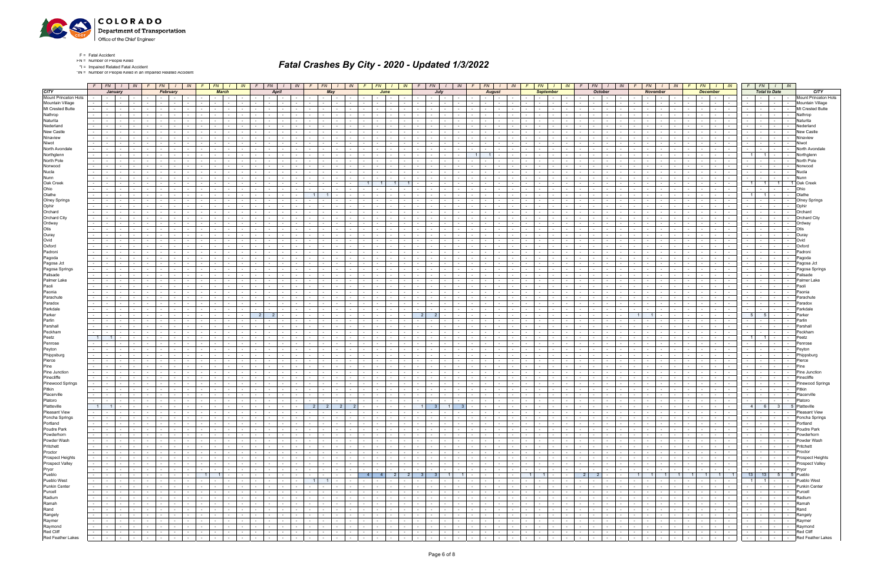F = Fatal Accident
FN = Number of People Killed
*I = Impaired Related Fatal Accident
*IN = Number of People Killed in an Impaired Related Accident

# Fatal Crashes By City - 2020 - Updated 1/3/2022

| CITY | January | | | | February | | | | March | | | | April | | | | May | | | | June | | | | July | | | | August | | | | September | | | | October | | | | November | | | | December | | | | Total to Date | | | | CITY |
|---|---|---|---|---|---|---|---|---|---|---|---|---|---|---|---|---|---|---|---|---|---|---|---|---|---|---|---|---|---|---|---|---|---|---|---|---|---|---|---|---|---|---|---|---|---|---|---|---|---|---|---|---|---|
| | F | FN | I | IN | F | FN | I | IN | F | FN | I | IN | F | FN | I | IN | F | FN | I | IN | F | FN | I | IN | F | FN | I | IN | F | FN | I | IN | F | FN | I | IN | F | FN | I | IN | F | FN | I | IN | F | FN | I | IN | F | FN | I | IN | |
| Mount Princeton Hots | - | - | - | - | - | - | - | - | - | - | - | - | - | - | - | - | - | - | - | - | - | - | - | - | - | - | - | - | - | - | - | - | - | - | - | - | - | - | - | - | - | - | - | - | - | - | - | - | - | - | - | - | Mount Princeton Hots |
| Mountain Village | - | - | - | - | - | - | - | - | - | - | - | - | - | - | - | - | - | - | - | - | - | - | - | - | - | - | - | - | - | - | - | - | - | - | - | - | - | - | - | - | - | - | - | - | - | - | - | - | - | - | - | - | Mountain Village |
| Mt Crested Butte | - | - | - | - | - | - | - | - | - | - | - | - | - | - | - | - | - | - | - | - | - | - | - | - | - | - | - | - | - | - | - | - | - | - | - | - | - | - | - | - | - | - | - | - | - | - | - | - | - | - | - | - | Mt Crested Butte |
| Nathrop | - | - | - | - | - | - | - | - | - | - | - | - | - | - | - | - | - | - | - | - | - | - | - | - | - | - | - | - | - | - | - | - | - | - | - | - | - | - | - | - | - | - | - | - | - | - | - | - | - | - | - | - | Nathrop |
| Naturita | - | - | - | - | - | - | - | - | - | - | - | - | - | - | - | - | - | - | - | - | - | - | - | - | - | - | - | - | - | - | - | - | - | - | - | - | - | - | - | - | - | - | - | - | - | - | - | - | - | - | - | - | Naturita |
| Nederland | - | - | - | - | - | - | - | - | - | - | - | - | - | - | - | - | - | - | - | - | - | - | - | - | - | - | - | - | - | - | - | - | - | - | - | - | - | - | - | - | - | - | - | - | - | - | - | - | - | - | - | - | Nederland |
| New Castle | - | - | - | - | - | - | - | - | - | - | - | - | - | - | - | - | - | - | - | - | - | - | - | - | - | - | - | - | - | - | - | - | - | - | - | - | - | - | - | - | - | - | - | - | - | - | - | - | - | - | - | - | New Castle |
| Ninaview | - | - | - | - | - | - | - | - | - | - | - | - | - | - | - | - | - | - | - | - | - | - | - | - | - | - | - | - | - | - | - | - | - | - | - | - | - | - | - | - | - | - | - | - | - | - | - | - | - | - | - | - | Ninaview |
| Niwot | - | - | - | - | - | - | - | - | - | - | - | - | - | - | - | - | - | - | - | - | - | - | - | - | - | - | - | - | - | - | - | - | - | - | - | - | - | - | - | - | - | - | - | - | - | - | - | - | - | - | - | - | Niwot |
| North Avondale | - | - | - | - | - | - | - | - | - | - | - | - | - | - | - | - | - | - | - | - | - | - | - | - | - | - | - | - | - | - | - | - | - | - | - | - | - | - | - | - | - | - | - | - | - | - | - | - | - | - | - | - | North Avondale |
| Northglenn | - | - | - | - | - | - | - | - | - | - | - | - | - | - | - | - | - | - | - | - | - | - | - | - | - | - | - | - | 1 | 1 | - | - | - | - | - | - | - | - | - | - | - | - | - | - | - | - | - | - | 1 | 1 | - | - | Northglenn |
| North Pole | - | - | - | - | - | - | - | - | - | - | - | - | - | - | - | - | - | - | - | - | - | - | - | - | - | - | - | - | - | - | - | - | - | - | - | - | - | - | - | - | - | - | - | - | - | - | - | - | - | - | - | - | North Pole |
| Norwood | - | - | - | - | - | - | - | - | - | - | - | - | - | - | - | - | - | - | - | - | - | - | - | - | - | - | - | - | - | - | - | - | - | - | - | - | - | - | - | - | - | - | - | - | - | - | - | - | - | - | - | - | Norwood |
| Nucla | - | - | - | - | - | - | - | - | - | - | - | - | - | - | - | - | - | - | - | - | - | - | - | - | - | - | - | - | - | - | - | - | - | - | - | - | - | - | - | - | - | - | - | - | - | - | - | - | - | - | - | - | Nucla |
| Nunn | - | - | - | - | - | - | - | - | - | - | - | - | - | - | - | - | - | - | - | - | - | - | - | - | - | - | - | - | - | - | - | - | - | - | - | - | - | - | - | - | - | - | - | - | - | - | - | - | - | - | - | - | Nunn |
| Oak Creek | - | - | - | - | - | - | - | - | - | - | - | - | - | - | - | - | - | - | - | - | 1 | 1 | 1 | 1 | - | - | - | - | - | - | - | - | - | - | - | - | - | - | - | - | - | - | - | - | - | - | - | - | 1 | 1 | 1 | 1 | Oak Creek |
| Ohio | - | - | - | - | - | - | - | - | - | - | - | - | - | - | - | - | - | - | - | - | - | - | - | - | - | - | - | - | - | - | - | - | - | - | - | - | - | - | - | - | - | - | - | - | - | - | - | - | - | - | - | - | Ohio |
| Olathe | - | - | - | - | - | - | - | - | - | - | - | - | - | - | - | - | 1 | 1 | - | - | - | - | - | - | - | - | - | - | - | - | - | - | - | - | - | - | - | - | - | - | - | - | - | - | - | - | - | - | 1 | 1 | - | - | Olathe |
| Olney Springs | - | - | - | - | - | - | - | - | - | - | - | - | - | - | - | - | - | - | - | - | - | - | - | - | - | - | - | - | - | - | - | - | - | - | - | - | - | - | - | - | - | - | - | - | - | - | - | - | - | - | - | - | Olney Springs |
| Ophir | - | - | - | - | - | - | - | - | - | - | - | - | - | - | - | - | - | - | - | - | - | - | - | - | - | - | - | - | - | - | - | - | - | - | - | - | - | - | - | - | - | - | - | - | - | - | - | - | - | - | - | - | Ophir |
| Orchard | - | - | - | - | - | - | - | - | - | - | - | - | - | - | - | - | - | - | - | - | - | - | - | - | - | - | - | - | - | - | - | - | - | - | - | - | - | - | - | - | - | - | - | - | - | - | - | - | - | - | - | - | Orchard |
| Orchard City | - | - | - | - | - | - | - | - | - | - | - | - | - | - | - | - | - | - | - | - | - | - | - | - | - | - | - | - | - | - | - | - | - | - | - | - | - | - | - | - | - | - | - | - | - | - | - | - | - | - | - | - | Orchard City |
| Ordway | - | - | - | - | - | - | - | - | - | - | - | - | - | - | - | - | - | - | - | - | - | - | - | - | - | - | - | - | - | - | - | - | - | - | - | - | - | - | - | - | - | - | - | - | - | - | - | - | - | - | - | - | Ordway |
| Otis | - | - | - | - | - | - | - | - | - | - | - | - | - | - | - | - | - | - | - | - | - | - | - | - | - | - | - | - | - | - | - | - | - | - | - | - | - | - | - | - | - | - | - | - | - | - | - | - | - | - | - | - | Otis |
| Ouray | - | - | - | - | - | - | - | - | - | - | - | - | - | - | - | - | - | - | - | - | - | - | - | - | - | - | - | - | - | - | - | - | - | - | - | - | - | - | - | - | - | - | - | - | - | - | - | - | - | - | - | - | Ouray |
| Ovid | - | - | - | - | - | - | - | - | - | - | - | - | - | - | - | - | - | - | - | - | - | - | - | - | - | - | - | - | - | - | - | - | - | - | - | - | - | - | - | - | - | - | - | - | - | - | - | - | - | - | - | - | Ovid |
| Oxford | - | - | - | - | - | - | - | - | - | - | - | - | - | - | - | - | - | - | - | - | - | - | - | - | - | - | - | - | - | - | - | - | - | - | - | - | - | - | - | - | - | - | - | - | - | - | - | - | - | - | - | - | Oxford |
| Padroni | - | - | - | - | - | - | - | - | - | - | - | - | - | - | - | - | - | - | - | - | - | - | - | - | - | - | - | - | - | - | - | - | - | - | - | - | - | - | - | - | - | - | - | - | - | - | - | - | - | - | - | - | Padroni |
| Pagoda | - | - | - | - | - | - | - | - | - | - | - | - | - | - | - | - | - | - | - | - | - | - | - | - | - | - | - | - | - | - | - | - | - | - | - | - | - | - | - | - | - | - | - | - | - | - | - | - | - | - | - | - | Pagoda |
| Pagosa Jct | - | - | - | - | - | - | - | - | - | - | - | - | - | - | - | - | - | - | - | - | - | - | - | - | - | - | - | - | - | - | - | - | - | - | - | - | - | - | - | - | - | - | - | - | - | - | - | - | - | - | - | - | Pagosa Jct |
| Pagosa Springs | - | - | - | - | - | - | - | - | - | - | - | - | - | - | - | - | - | - | - | - | - | - | - | - | - | - | - | - | - | - | - | - | - | - | - | - | - | - | - | - | - | - | - | - | - | - | - | - | - | - | - | - | Pagosa Springs |
| Palisade | - | - | - | - | - | - | - | - | - | - | - | - | - | - | - | - | - | - | - | - | - | - | - | - | - | - | - | - | - | - | - | - | - | - | - | - | - | - | - | - | - | - | - | - | - | - | - | - | - | - | - | - | Palisade |
| Palmer Lake | - | - | - | - | - | - | - | - | - | - | - | - | - | - | - | - | - | - | - | - | - | - | - | - | - | - | - | - | - | - | - | - | - | - | - | - | - | - | - | - | - | - | - | - | - | - | - | - | - | - | - | - | Palmer Lake |
| Paoli | - | - | - | - | - | - | - | - | - | - | - | - | - | - | - | - | - | - | - | - | - | - | - | - | - | - | - | - | - | - | - | - | - | - | - | - | - | - | - | - | - | - | - | - | - | - | - | - | - | - | - | - | Paoli |
| Paonia | - | - | - | - | - | - | - | - | - | - | - | - | - | - | - | - | - | - | - | - | - | - | - | - | - | - | - | - | - | - | - | - | - | - | - | - | - | - | - | - | - | - | - | - | - | - | - | - | - | - | - | - | Paonia |
| Parachute | - | - | - | - | - | - | - | - | - | - | - | - | - | - | - | - | - | - | - | - | - | - | - | - | - | - | - | - | - | - | - | - | - | - | - | - | - | - | - | - | - | - | - | - | - | - | - | - | - | - | - | - | Parachute |
| Paradox | - | - | - | - | - | - | - | - | - | - | - | - | - | - | - | - | - | - | - | - | - | - | - | - | - | - | - | - | - | - | - | - | - | - | - | - | - | - | - | - | - | - | - | - | - | - | - | - | - | - | - | - | Paradox |
| Parkdale | - | - | - | - | - | - | - | - | - | - | - | - | - | - | - | - | - | - | - | - | - | - | - | - | - | - | - | - | - | - | - | - | - | - | - | - | - | - | - | - | - | - | - | - | - | - | - | - | - | - | - | - | Parkdale |
| Parker | - | - | - | - | - | - | - | - | - | - | - | - | 2 | 2 | - | - | - | - | - | - | - | - | - | - | 2 | 2 | - | - | - | - | - | - | - | - | - | - | - | - | - | - | 1 | 1 | - | - | - | - | - | - | 5 | 5 | - | - | Parker |
| Parlin | - | - | - | - | - | - | - | - | - | - | - | - | - | - | - | - | - | - | - | - | - | - | - | - | - | - | - | - | - | - | - | - | - | - | - | - | - | - | - | - | - | - | - | - | - | - | - | - | - | - | - | - | Parlin |
| Parshall | - | - | - | - | - | - | - | - | - | - | - | - | - | - | - | - | - | - | - | - | - | - | - | - | - | - | - | - | - | - | - | - | - | - | - | - | - | - | - | - | - | - | - | - | - | - | - | - | - | - | - | - | Parshall |
| Peckham | - | - | - | - | - | - | - | - | - | - | - | - | - | - | - | - | - | - | - | - | - | - | - | - | - | - | - | - | - | - | - | - | - | - | - | - | - | - | - | - | - | - | - | - | - | - | - | - | - | - | - | - | Peckham |
| Peetz | 1 | 1 | - | - | - | - | - | - | - | - | - | - | - | - | - | - | - | - | - | - | - | - | - | - | - | - | - | - | - | - | - | - | - | - | - | - | - | - | - | - | - | - | - | - | - | - | - | - | 1 | 1 | - | - | Peetz |
| Penrose | - | - | - | - | - | - | - | - | - | - | - | - | - | - | - | - | - | - | - | - | - | - | - | - | - | - | - | - | - | - | - | - | - | - | - | - | - | - | - | - | - | - | - | - | - | - | - | - | - | - | - | - | Penrose |
| Peyton | - | - | - | - | - | - | - | - | - | - | - | - | - | - | - | - | - | - | - | - | - | - | - | - | - | - | - | - | - | - | - | - | - | - | - | - | - | - | - | - | - | - | - | - | - | - | - | - | - | - | - | - | Peyton |
| Phippsburg | - | - | - | - | - | - | - | - | - | - | - | - | - | - | - | - | - | - | - | - | - | - | - | - | - | - | - | - | - | - | - | - | - | - | - | - | - | - | - | - | - | - | - | - | - | - | - | - | - | - | - | - | Phippsburg |
| Pierce | - | - | - | - | - | - | - | - | - | - | - | - | - | - | - | - | - | - | - | - | - | - | - | - | - | - | - | - | - | - | - | - | - | - | - | - | - | - | - | - | - | - | - | - | - | - | - | - | - | - | - | - | Pierce |
| Pine | - | - | - | - | - | - | - | - | - | - | - | - | - | - | - | - | - | - | - | - | - | - | - | - | - | - | - | - | - | - | - | - | - | - | - | - | - | - | - | - | - | - | - | - | - | - | - | - | - | - | - | - | Pine |
| Pine Junction | - | - | - | - | - | - | - | - | - | - | - | - | - | - | - | - | - | - | - | - | - | - | - | - | - | - | - | - | - | - | - | - | - | - | - | - | - | - | - | - | - | - | - | - | - | - | - | - | - | - | - | - | Pine Junction |
| Pinecliffe | - | - | - | - | - | - | - | - | - | - | - | - | - | - | - | - | - | - | - | - | - | - | - | - | - | - | - | - | - | - | - | - | - | - | - | - | - | - | - | - | - | - | - | - | - | - | - | - | - | - | - | - | Pinecliffe |
| Pinewood Springs | - | - | - | - | - | - | - | - | - | - | - | - | - | - | - | - | - | - | - | - | - | - | - | - | - | - | - | - | - | - | - | - | - | - | - | - | - | - | - | - | - | - | - | - | - | - | - | - | - | - | - | - | Pinewood Springs |
| Pitkin | - | - | - | - | - | - | - | - | - | - | - | - | - | - | - | - | - | - | - | - | - | - | - | - | - | - | - | - | - | - | - | - | - | - | - | - | - | - | - | - | - | - | - | - | - | - | - | - | - | - | - | - | Pitkin |
| Placerville | - | - | - | - | - | - | - | - | - | - | - | - | - | - | - | - | - | - | - | - | - | - | - | - | - | - | - | - | - | - | - | - | - | - | - | - | - | - | - | - | - | - | - | - | - | - | - | - | - | - | - | - | Placerville |
| Platoro | - | - | - | - | - | - | - | - | - | - | - | - | - | - | - | - | - | - | - | - | - | - | - | - | - | - | - | - | - | - | - | - | - | - | - | - | - | - | - | - | - | - | - | - | - | - | - | - | - | - | - | - | Platoro |
| Platteville | 1 | 1 | - | - | - | - | - | - | - | - | - | - | - | - | - | - | 2 | 2 | 2 | 2 | - | - | - | - | 1 | 3 | 1 | 3 | - | - | - | - | - | - | - | - | - | - | - | - | - | - | - | - | - | - | - | - | 4 | 6 | 3 | 5 | Platteville |
| Pleasant View | - | - | - | - | - | - | - | - | - | - | - | - | - | - | - | - | - | - | - | - | - | - | - | - | - | - | - | - | - | - | - | - | - | - | - | - | - | - | - | - | - | - | - | - | - | - | - | - | - | - | - | - | Pleasant View |
| Poncha Springs | - | - | - | - | - | - | - | - | - | - | - | - | - | - | - | - | - | - | - | - | - | - | - | - | - | - | - | - | - | - | - | - | - | - | - | - | - | - | - | - | - | - | - | - | - | - | - | - | - | - | - | - | Poncha Springs |
| Portland | - | - | - | - | - | - | - | - | - | - | - | - | - | - | - | - | - | - | - | - | - | - | - | - | - | - | - | - | - | - | - | - | - | - | - | - | - | - | - | - | - | - | - | - | - | - | - | - | - | - | - | - | Portland |
| Poudre Park | - | - | - | - | - | - | - | - | - | - | - | - | - | - | - | - | - | - | - | - | - | - | - | - | - | - | - | - | - | - | - | - | - | - | - | - | - | - | - | - | - | - | - | - | - | - | - | - | - | - | - | - | Poudre Park |
| Powderhorn | - | - | - | - | - | - | - | - | - | - | - | - | - | - | - | - | - | - | - | - | - | - | - | - | - | - | - | - | - | - | - | - | - | - | - | - | - | - | - | - | - | - | - | - | - | - | - | - | - | - | - | - | Powderhorn |
| Powder Wash | - | - | - | - | - | - | - | - | - | - | - | - | - | - | - | - | - | - | - | - | - | - | - | - | - | - | - | - | - | - | - | - | - | - | - | - | - | - | - | - | - | - | - | - | - | - | - | - | - | - | - | - | Powder Wash |
| Pritchett | - | - | - | - | - | - | - | - | - | - | - | - | - | - | - | - | - | - | - | - | - | - | - | - | - | - | - | - | - | - | - | - | - | - | - | - | - | - | - | - | - | - | - | - | - | - | - | - | - | - | - | - | Pritchett |
| Proctor | - | - | - | - | - | - | - | - | - | - | - | - | - | - | - | - | - | - | - | - | - | - | - | - | - | - | - | - | - | - | - | - | - | - | - | - | - | - | - | - | - | - | - | - | - | - | - | - | - | - | - | - | Proctor |
| Prospect Heights | - | - | - | - | - | - | - | - | - | - | - | - | - | - | - | - | - | - | - | - | - | - | - | - | - | - | - | - | - | - | - | - | - | - | - | - | - | - | - | - | - | - | - | - | - | - | - | - | - | - | - | - | Prospect Heights |
| Prospect Valley | - | - | - | - | - | - | - | - | - | - | - | - | - | - | - | - | - | - | - | - | - | - | - | - | - | - | - | - | - | - | - | - | - | - | - | - | - | - | - | - | - | - | - | - | - | - | - | - | - | - | - | - | Prospect Valley |
| Pryor | - | - | - | - | - | - | - | - | - | - | - | - | - | - | - | - | - | - | - | - | - | - | - | - | - | - | - | - | - | - | - | - | - | - | - | - | - | - | - | - | - | - | - | - | - | - | - | - | - | - | - | - | Pryor |
| Pueblo | - | - | - | - | - | - | - | - | 1 | 1 | - | - | - | - | - | - | - | - | - | - | 4 | 4 | 2 | 2 | 3 | 3 | 1 | 1 | - | - | - | - | 1 | 1 | - | - | 2 | 2 | - | - | 1 | 1 | 1 | 1 | 1 | 1 | 1 | 1 | 13 | 13 | 5 | 5 | Pueblo |
| Pueblo West | - | - | - | - | - | - | - | - | - | - | - | - | - | - | - | - | 1 | 1 | - | - | - | - | - | - | - | - | - | - | - | - | - | - | - | - | - | - | - | - | - | - | - | - | - | - | - | - | - | - | 1 | 1 | - | - | Pueblo West |
| Punkin Center | - | - | - | - | - | - | - | - | - | - | - | - | - | - | - | - | - | - | - | - | - | - | - | - | - | - | - | - | - | - | - | - | - | - | - | - | - | - | - | - | - | - | - | - | - | - | - | - | - | - | - | - | Punkin Center |
| Purcell | - | - | - | - | - | - | - | - | - | - | - | - | - | - | - | - | - | - | - | - | - | - | - | - | - | - | - | - | - | - | - | - | - | - | - | - | - | - | - | - | - | - | - | - | - | - | - | - | - | - | - | - | Purcell |
| Radium | - | - | - | - | - | - | - | - | - | - | - | - | - | - | - | - | - | - | - | - | - | - | - | - | - | - | - | - | - | - | - | - | - | - | - | - | - | - | - | - | - | - | - | - | - | - | - | - | - | - | - | - | Radium |
| Ramah | - | - | - | - | - | - | - | - | - | - | - | - | - | - | - | - | - | - | - | - | - | - | - | - | - | - | - | - | - | - | - | - | - | - | - | - | - | - | - | - | - | - | - | - | - | - | - | - | - | - | - | - | Ramah |
| Rand | - | - | - | - | - | - | - | - | - | - | - | - | - | - | - | - | - | - | - | - | - | - | - | - | - | - | - | - | - | - | - | - | - | - | - | - | - | - | - | - | - | - | - | - | - | - | - | - | - | - | - | - | Rand |
| Rangely | - | - | - | - | - | - | - | - | - | - | - | - | - | - | - | - | - | - | - | - | - | - | - | - | - | - | - | - | - | - | - | - | - | - | - | - | - | - | - | - | - | - | - | - | - | - | - | - | - | - | - | - | Rangely |
| Raymer | - | - | - | - | - | - | - | - | - | - | - | - | - | - | - | - | - | - | - | - | - | - | - | - | - | - | - | - | - | - | - | - | - | - | - | - | - | - | - | - | - | - | - | - | - | - | - | - | - | - | - | - | Raymer |
| Raymond | - | - | - | - | - | - | - | - | - | - | - | - | - | - | - | - | - | - | - | - | - | - | - | - | - | - | - | - | - | - | - | - | - | - | - | - | - | - | - | - | - | - | - | - | - | - | - | - | - | - | - | - | Raymond |
| Red Cliff | - | - | - | - | - | - | - | - | - | - | - | - | - | - | - | - | - | - | - | - | - | - | - | - | - | - | - | - | - | - | - | - | - | - | - | - | - | - | - | - | - | - | - | - | - | - | - | - | - | - | - | - | Red Cliff |
| Red Feather Lakes | - | - | - | - | - | - | - | - | - | - | - | - | - | - | - | - | - | - | - | - | - | - | - | - | - | - | - | - | - | - | - | - | - | - | - | - | - | - | - | - | - | - | - | - | - | - | - | - | - | - | - | - | Red Feather Lakes |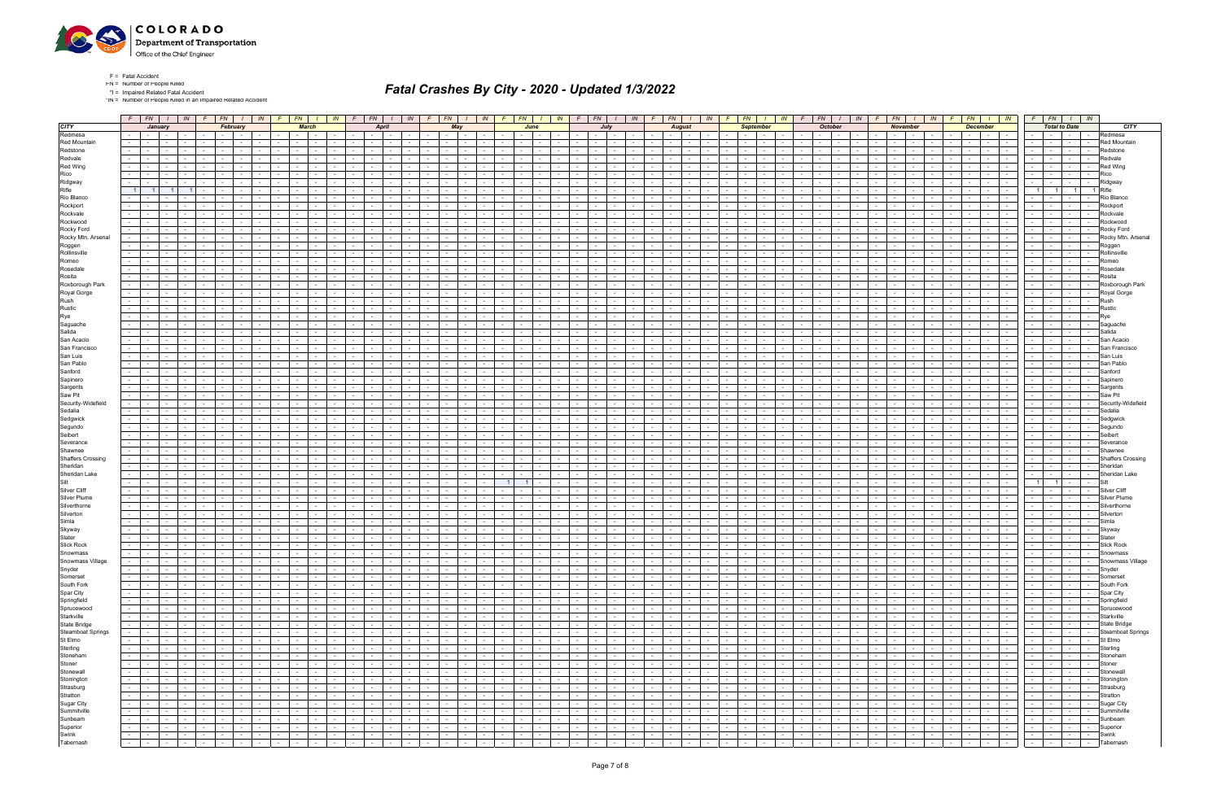F = Fatal Accident
FN = Number of People Killed
*I = Impaired Related Fatal Accident
*IN = Number of People Killed in an Impaired Related Accident

# Fatal Crashes By City - 2020 - Updated 1/3/2022

| CITY | January | | | | February | | | | March | | | | April | | | | May | | | | June | | | | July | | | | August | | | | September | | | | October | | | | November | | | | December | | | | Total to Date | | | | CITY |
|---|---|---|---|---|---|---|---|---|---|---|---|---|---|---|---|---|---|---|---|---|---|---|---|---|---|---|---|---|---|---|---|---|---|---|---|---|---|---|---|---|---|---|---|---|---|---|---|---|---|---|---|---|---|
| | F | FN | I | IN | F | FN | I | IN | F | FN | I | IN | F | FN | I | IN | F | FN | I | IN | F | FN | I | IN | F | FN | I | IN | F | FN | I | IN | F | FN | I | IN | F | FN | I | IN | F | FN | I | IN | F | FN | I | IN | F | FN | I | IN | |
| Redmesa | - | - | - | - | - | - | - | - | - | - | - | - | - | - | - | - | - | - | - | - | - | - | - | - | - | - | - | - | - | - | - | - | - | - | - | - | - | - | - | - | - | - | - | - | - | - | - | - | - | - | - | - | Redmesa |
| Red Mountain | - | - | - | - | - | - | - | - | - | - | - | - | - | - | - | - | - | - | - | - | - | - | - | - | - | - | - | - | - | - | - | - | - | - | - | - | - | - | - | - | - | - | - | - | - | - | - | - | - | - | - | - | Red Mountain |
| Redstone | - | - | - | - | - | - | - | - | - | - | - | - | - | - | - | - | - | - | - | - | - | - | - | - | - | - | - | - | - | - | - | - | - | - | - | - | - | - | - | - | - | - | - | - | - | - | - | - | - | - | - | - | Redstone |
| Redvale | - | - | - | - | - | - | - | - | - | - | - | - | - | - | - | - | - | - | - | - | - | - | - | - | - | - | - | - | - | - | - | - | - | - | - | - | - | - | - | - | - | - | - | - | - | - | - | - | - | - | - | - | Redvale |
| Red Wing | - | - | - | - | - | - | - | - | - | - | - | - | - | - | - | - | - | - | - | - | - | - | - | - | - | - | - | - | - | - | - | - | - | - | - | - | - | - | - | - | - | - | - | - | - | - | - | - | - | - | - | - | Red Wing |
| Rico | - | - | - | - | - | - | - | - | - | - | - | - | - | - | - | - | - | - | - | - | - | - | - | - | - | - | - | - | - | - | - | - | - | - | - | - | - | - | - | - | - | - | - | - | - | - | - | - | - | - | - | - | Rico |
| Ridgway | - | - | - | - | - | - | - | - | - | - | - | - | - | - | - | - | - | - | - | - | - | - | - | - | - | - | - | - | - | - | - | - | - | - | - | - | - | - | - | - | - | - | - | - | - | - | - | - | - | - | - | - | Ridgway |
| Rifle | 1 | 1 | 1 | 1 | - | - | - | - | - | - | - | - | - | - | - | - | - | - | - | - | - | - | - | - | - | - | - | - | - | - | - | - | - | - | - | - | - | - | - | - | - | - | - | - | - | - | - | - | 1 | 1 | 1 | 1 | Rifle |
| Rio Blanco | - | - | - | - | - | - | - | - | - | - | - | - | - | - | - | - | - | - | - | - | - | - | - | - | - | - | - | - | - | - | - | - | - | - | - | - | - | - | - | - | - | - | - | - | - | - | - | - | - | - | - | - | Rio Blanco |
| Rockport | - | - | - | - | - | - | - | - | - | - | - | - | - | - | - | - | - | - | - | - | - | - | - | - | - | - | - | - | - | - | - | - | - | - | - | - | - | - | - | - | - | - | - | - | - | - | - | - | - | - | - | - | Rockport |
| Rockvale | - | - | - | - | - | - | - | - | - | - | - | - | - | - | - | - | - | - | - | - | - | - | - | - | - | - | - | - | - | - | - | - | - | - | - | - | - | - | - | - | - | - | - | - | - | - | - | - | - | - | - | - | Rockvale |
| Rockwood | - | - | - | - | - | - | - | - | - | - | - | - | - | - | - | - | - | - | - | - | - | - | - | - | - | - | - | - | - | - | - | - | - | - | - | - | - | - | - | - | - | - | - | - | - | - | - | - | - | - | - | - | Rockwood |
| Rocky Ford | - | - | - | - | - | - | - | - | - | - | - | - | - | - | - | - | - | - | - | - | - | - | - | - | - | - | - | - | - | - | - | - | - | - | - | - | - | - | - | - | - | - | - | - | - | - | - | - | - | - | - | - | Rocky Ford |
| Rocky Mtn. Arsenal | - | - | - | - | - | - | - | - | - | - | - | - | - | - | - | - | - | - | - | - | - | - | - | - | - | - | - | - | - | - | - | - | - | - | - | - | - | - | - | - | - | - | - | - | - | - | - | - | - | - | - | - | Rocky Mtn. Arsenal |
| Roggen | - | - | - | - | - | - | - | - | - | - | - | - | - | - | - | - | - | - | - | - | - | - | - | - | - | - | - | - | - | - | - | - | - | - | - | - | - | - | - | - | - | - | - | - | - | - | - | - | - | - | - | - | Roggen |
| Rollinsville | - | - | - | - | - | - | - | - | - | - | - | - | - | - | - | - | - | - | - | - | - | - | - | - | - | - | - | - | - | - | - | - | - | - | - | - | - | - | - | - | - | - | - | - | - | - | - | - | - | - | - | - | Rollinsville |
| Romeo | - | - | - | - | - | - | - | - | - | - | - | - | - | - | - | - | - | - | - | - | - | - | - | - | - | - | - | - | - | - | - | - | - | - | - | - | - | - | - | - | - | - | - | - | - | - | - | - | - | - | - | - | Romeo |
| Rosedale | - | - | - | - | - | - | - | - | - | - | - | - | - | - | - | - | - | - | - | - | - | - | - | - | - | - | - | - | - | - | - | - | - | - | - | - | - | - | - | - | - | - | - | - | - | - | - | - | - | - | - | - | Rosedale |
| Rosita | - | - | - | - | - | - | - | - | - | - | - | - | - | - | - | - | - | - | - | - | - | - | - | - | - | - | - | - | - | - | - | - | - | - | - | - | - | - | - | - | - | - | - | - | - | - | - | - | - | - | - | - | Rosita |
| Roxborough Park | - | - | - | - | - | - | - | - | - | - | - | - | - | - | - | - | - | - | - | - | - | - | - | - | - | - | - | - | - | - | - | - | - | - | - | - | - | - | - | - | - | - | - | - | - | - | - | - | - | - | - | - | Roxborough Park |
| Royal Gorge | - | - | - | - | - | - | - | - | - | - | - | - | - | - | - | - | - | - | - | - | - | - | - | - | - | - | - | - | - | - | - | - | - | - | - | - | - | - | - | - | - | - | - | - | - | - | - | - | - | - | - | - | Royal Gorge |
| Rush | - | - | - | - | - | - | - | - | - | - | - | - | - | - | - | - | - | - | - | - | - | - | - | - | - | - | - | - | - | - | - | - | - | - | - | - | - | - | - | - | - | - | - | - | - | - | - | - | - | - | - | - | Rush |
| Rustic | - | - | - | - | - | - | - | - | - | - | - | - | - | - | - | - | - | - | - | - | - | - | - | - | - | - | - | - | - | - | - | - | - | - | - | - | - | - | - | - | - | - | - | - | - | - | - | - | - | - | - | - | Rustic |
| Rye | - | - | - | - | - | - | - | - | - | - | - | - | - | - | - | - | - | - | - | - | - | - | - | - | - | - | - | - | - | - | - | - | - | - | - | - | - | - | - | - | - | - | - | - | - | - | - | - | - | - | - | - | Rye |
| Saguache | - | - | - | - | - | - | - | - | - | - | - | - | - | - | - | - | - | - | - | - | - | - | - | - | - | - | - | - | - | - | - | - | - | - | - | - | - | - | - | - | - | - | - | - | - | - | - | - | - | - | - | - | Saguache |
| Salida | - | - | - | - | - | - | - | - | - | - | - | - | - | - | - | - | - | - | - | - | - | - | - | - | - | - | - | - | - | - | - | - | - | - | - | - | - | - | - | - | - | - | - | - | - | - | - | - | - | - | - | - | Salida |
| San Acacio | - | - | - | - | - | - | - | - | - | - | - | - | - | - | - | - | - | - | - | - | - | - | - | - | - | - | - | - | - | - | - | - | - | - | - | - | - | - | - | - | - | - | - | - | - | - | - | - | - | - | - | - | San Acacio |
| San Francisco | - | - | - | - | - | - | - | - | - | - | - | - | - | - | - | - | - | - | - | - | - | - | - | - | - | - | - | - | - | - | - | - | - | - | - | - | - | - | - | - | - | - | - | - | - | - | - | - | - | - | - | - | San Francisco |
| San Luis | - | - | - | - | - | - | - | - | - | - | - | - | - | - | - | - | - | - | - | - | - | - | - | - | - | - | - | - | - | - | - | - | - | - | - | - | - | - | - | - | - | - | - | - | - | - | - | - | - | - | - | - | San Luis |
| San Pablo | - | - | - | - | - | - | - | - | - | - | - | - | - | - | - | - | - | - | - | - | - | - | - | - | - | - | - | - | - | - | - | - | - | - | - | - | - | - | - | - | - | - | - | - | - | - | - | - | - | - | - | - | San Pablo |
| Sanford | - | - | - | - | - | - | - | - | - | - | - | - | - | - | - | - | - | - | - | - | - | - | - | - | - | - | - | - | - | - | - | - | - | - | - | - | - | - | - | - | - | - | - | - | - | - | - | - | - | - | - | - | Sanford |
| Sapinero | - | - | - | - | - | - | - | - | - | - | - | - | - | - | - | - | - | - | - | - | - | - | - | - | - | - | - | - | - | - | - | - | - | - | - | - | - | - | - | - | - | - | - | - | - | - | - | - | - | - | - | - | Sapinero |
| Sargents | - | - | - | - | - | - | - | - | - | - | - | - | - | - | - | - | - | - | - | - | - | - | - | - | - | - | - | - | - | - | - | - | - | - | - | - | - | - | - | - | - | - | - | - | - | - | - | - | - | - | - | - | Sargents |
| Saw Pit | - | - | - | - | - | - | - | - | - | - | - | - | - | - | - | - | - | - | - | - | - | - | - | - | - | - | - | - | - | - | - | - | - | - | - | - | - | - | - | - | - | - | - | - | - | - | - | - | - | - | - | - | Saw Pit |
| Security-Widefield | - | - | - | - | - | - | - | - | - | - | - | - | - | - | - | - | - | - | - | - | - | - | - | - | - | - | - | - | - | - | - | - | - | - | - | - | - | - | - | - | - | - | - | - | - | - | - | - | - | - | - | - | Security-Widefield |
| Sedalia | - | - | - | - | - | - | - | - | - | - | - | - | - | - | - | - | - | - | - | - | - | - | - | - | - | - | - | - | - | - | - | - | - | - | - | - | - | - | - | - | - | - | - | - | - | - | - | - | - | - | - | - | Sedalia |
| Sedgwick | - | - | - | - | - | - | - | - | - | - | - | - | - | - | - | - | - | - | - | - | - | - | - | - | - | - | - | - | - | - | - | - | - | - | - | - | - | - | - | - | - | - | - | - | - | - | - | - | - | - | - | - | Sedgwick |
| Segundo | - | - | - | - | - | - | - | - | - | - | - | - | - | - | - | - | - | - | - | - | - | - | - | - | - | - | - | - | - | - | - | - | - | - | - | - | - | - | - | - | - | - | - | - | - | - | - | - | - | - | - | - | Segundo |
| Seibert | - | - | - | - | - | - | - | - | - | - | - | - | - | - | - | - | - | - | - | - | - | - | - | - | - | - | - | - | - | - | - | - | - | - | - | - | - | - | - | - | - | - | - | - | - | - | - | - | - | - | - | - | Seibert |
| Severance | - | - | - | - | - | - | - | - | - | - | - | - | - | - | - | - | - | - | - | - | - | - | - | - | - | - | - | - | - | - | - | - | - | - | - | - | - | - | - | - | - | - | - | - | - | - | - | - | - | - | - | - | Severance |
| Shawnee | - | - | - | - | - | - | - | - | - | - | - | - | - | - | - | - | - | - | - | - | - | - | - | - | - | - | - | - | - | - | - | - | - | - | - | - | - | - | - | - | - | - | - | - | - | - | - | - | - | - | - | - | Shawnee |
| Shaffers Crossing | - | - | - | - | - | - | - | - | - | - | - | - | - | - | - | - | - | - | - | - | - | - | - | - | - | - | - | - | - | - | - | - | - | - | - | - | - | - | - | - | - | - | - | - | - | - | - | - | - | - | - | - | Shaffers Crossing |
| Sheridan | - | - | - | - | - | - | - | - | - | - | - | - | - | - | - | - | - | - | - | - | - | - | - | - | - | - | - | - | - | - | - | - | - | - | - | - | - | - | - | - | - | - | - | - | - | - | - | - | - | - | - | - | Sheridan |
| Sheridan Lake | - | - | - | - | - | - | - | - | - | - | - | - | - | - | - | - | - | - | - | - | - | - | - | - | - | - | - | - | - | - | - | - | - | - | - | - | - | - | - | - | - | - | - | - | - | - | - | - | - | - | - | - | Sheridan Lake |
| Silt | - | - | - | - | - | - | - | - | - | - | - | - | - | - | - | - | - | - | - | - | 1 | 1 | - | - | - | - | - | - | - | - | - | - | - | - | - | - | - | - | - | - | - | - | - | - | - | - | - | - | 1 | 1 | - | - | Silt |
| Silver Cliff | - | - | - | - | - | - | - | - | - | - | - | - | - | - | - | - | - | - | - | - | - | - | - | - | - | - | - | - | - | - | - | - | - | - | - | - | - | - | - | - | - | - | - | - | - | - | - | - | - | - | - | - | Silver Cliff |
| Silver Plume | - | - | - | - | - | - | - | - | - | - | - | - | - | - | - | - | - | - | - | - | - | - | - | - | - | - | - | - | - | - | - | - | - | - | - | - | - | - | - | - | - | - | - | - | - | - | - | - | - | - | - | - | Silver Plume |
| Silverthorne | - | - | - | - | - | - | - | - | - | - | - | - | - | - | - | - | - | - | - | - | - | - | - | - | - | - | - | - | - | - | - | - | - | - | - | - | - | - | - | - | - | - | - | - | - | - | - | - | - | - | - | - | Silverthorne |
| Silverton | - | - | - | - | - | - | - | - | - | - | - | - | - | - | - | - | - | - | - | - | - | - | - | - | - | - | - | - | - | - | - | - | - | - | - | - | - | - | - | - | - | - | - | - | - | - | - | - | - | - | - | - | Silverton |
| Simla | - | - | - | - | - | - | - | - | - | - | - | - | - | - | - | - | - | - | - | - | - | - | - | - | - | - | - | - | - | - | - | - | - | - | - | - | - | - | - | - | - | - | - | - | - | - | - | - | - | - | - | - | Simla |
| Skyway | - | - | - | - | - | - | - | - | - | - | - | - | - | - | - | - | - | - | - | - | - | - | - | - | - | - | - | - | - | - | - | - | - | - | - | - | - | - | - | - | - | - | - | - | - | - | - | - | - | - | - | - | Skyway |
| Slater | - | - | - | - | - | - | - | - | - | - | - | - | - | - | - | - | - | - | - | - | - | - | - | - | - | - | - | - | - | - | - | - | - | - | - | - | - | - | - | - | - | - | - | - | - | - | - | - | - | - | - | - | Slater |
| Slick Rock | - | - | - | - | - | - | - | - | - | - | - | - | - | - | - | - | - | - | - | - | - | - | - | - | - | - | - | - | - | - | - | - | - | - | - | - | - | - | - | - | - | - | - | - | - | - | - | - | - | - | - | - | Slick Rock |
| Snowmass | - | - | - | - | - | - | - | - | - | - | - | - | - | - | - | - | - | - | - | - | - | - | - | - | - | - | - | - | - | - | - | - | - | - | - | - | - | - | - | - | - | - | - | - | - | - | - | - | - | - | - | - | Snowmass |
| Snowmass Village | - | - | - | - | - | - | - | - | - | - | - | - | - | - | - | - | - | - | - | - | - | - | - | - | - | - | - | - | - | - | - | - | - | - | - | - | - | - | - | - | - | - | - | - | - | - | - | - | - | - | - | - | Snowmass Village |
| Snyder | - | - | - | - | - | - | - | - | - | - | - | - | - | - | - | - | - | - | - | - | - | - | - | - | - | - | - | - | - | - | - | - | - | - | - | - | - | - | - | - | - | - | - | - | - | - | - | - | - | - | - | - | Snyder |
| Somerset | - | - | - | - | - | - | - | - | - | - | - | - | - | - | - | - | - | - | - | - | - | - | - | - | - | - | - | - | - | - | - | - | - | - | - | - | - | - | - | - | - | - | - | - | - | - | - | - | - | - | - | - | Somerset |
| South Fork | - | - | - | - | - | - | - | - | - | - | - | - | - | - | - | - | - | - | - | - | - | - | - | - | - | - | - | - | - | - | - | - | - | - | - | - | - | - | - | - | - | - | - | - | - | - | - | - | - | - | - | - | South Fork |
| Spar City | - | - | - | - | - | - | - | - | - | - | - | - | - | - | - | - | - | - | - | - | - | - | - | - | - | - | - | - | - | - | - | - | - | - | - | - | - | - | - | - | - | - | - | - | - | - | - | - | - | - | - | - | Spar City |
| Springfield | - | - | - | - | - | - | - | - | - | - | - | - | - | - | - | - | - | - | - | - | - | - | - | - | - | - | - | - | - | - | - | - | - | - | - | - | - | - | - | - | - | - | - | - | - | - | - | - | - | - | - | - | Springfield |
| Sprucewood | - | - | - | - | - | - | - | - | - | - | - | - | - | - | - | - | - | - | - | - | - | - | - | - | - | - | - | - | - | - | - | - | - | - | - | - | - | - | - | - | - | - | - | - | - | - | - | - | - | - | - | - | Sprucewood |
| Starkville | - | - | - | - | - | - | - | - | - | - | - | - | - | - | - | - | - | - | - | - | - | - | - | - | - | - | - | - | - | - | - | - | - | - | - | - | - | - | - | - | - | - | - | - | - | - | - | - | - | - | - | - | Starkville |
| State Bridge | - | - | - | - | - | - | - | - | - | - | - | - | - | - | - | - | - | - | - | - | - | - | - | - | - | - | - | - | - | - | - | - | - | - | - | - | - | - | - | - | - | - | - | - | - | - | - | - | - | - | - | - | State Bridge |
| Steamboat Springs | - | - | - | - | - | - | - | - | - | - | - | - | - | - | - | - | - | - | - | - | - | - | - | - | - | - | - | - | - | - | - | - | - | - | - | - | - | - | - | - | - | - | - | - | - | - | - | - | - | - | - | - | Steamboat Springs |
| St Elmo | - | - | - | - | - | - | - | - | - | - | - | - | - | - | - | - | - | - | - | - | - | - | - | - | - | - | - | - | - | - | - | - | - | - | - | - | - | - | - | - | - | - | - | - | - | - | - | - | - | - | - | - | St Elmo |
| Sterling | - | - | - | - | - | - | - | - | - | - | - | - | - | - | - | - | - | - | - | - | - | - | - | - | - | - | - | - | - | - | - | - | - | - | - | - | - | - | - | - | - | - | - | - | - | - | - | - | - | - | - | - | Sterling |
| Stoneham | - | - | - | - | - | - | - | - | - | - | - | - | - | - | - | - | - | - | - | - | - | - | - | - | - | - | - | - | - | - | - | - | - | - | - | - | - | - | - | - | - | - | - | - | - | - | - | - | - | - | - | - | Stoneham |
| Stoner | - | - | - | - | - | - | - | - | - | - | - | - | - | - | - | - | - | - | - | - | - | - | - | - | - | - | - | - | - | - | - | - | - | - | - | - | - | - | - | - | - | - | - | - | - | - | - | - | - | - | - | - | Stoner |
| Stonewall | - | - | - | - | - | - | - | - | - | - | - | - | - | - | - | - | - | - | - | - | - | - | - | - | - | - | - | - | - | - | - | - | - | - | - | - | - | - | - | - | - | - | - | - | - | - | - | - | - | - | - | - | Stonewall |
| Stonington | - | - | - | - | - | - | - | - | - | - | - | - | - | - | - | - | - | - | - | - | - | - | - | - | - | - | - | - | - | - | - | - | - | - | - | - | - | - | - | - | - | - | - | - | - | - | - | - | - | - | - | - | Stonington |
| Strasburg | - | - | - | - | - | - | - | - | - | - | - | - | - | - | - | - | - | - | - | - | - | - | - | - | - | - | - | - | - | - | - | - | - | - | - | - | - | - | - | - | - | - | - | - | - | - | - | - | - | - | - | - | Strasburg |
| Stratton | - | - | - | - | - | - | - | - | - | - | - | - | - | - | - | - | - | - | - | - | - | - | - | - | - | - | - | - | - | - | - | - | - | - | - | - | - | - | - | - | - | - | - | - | - | - | - | - | - | - | - | - | Stratton |
| Sugar City | - | - | - | - | - | - | - | - | - | - | - | - | - | - | - | - | - | - | - | - | - | - | - | - | - | - | - | - | - | - | - | - | - | - | - | - | - | - | - | - | - | - | - | - | - | - | - | - | - | - | - | - | Sugar City |
| Summitville | - | - | - | - | - | - | - | - | - | - | - | - | - | - | - | - | - | - | - | - | - | - | - | - | - | - | - | - | - | - | - | - | - | - | - | - | - | - | - | - | - | - | - | - | - | - | - | - | - | - | - | - | Summitville |
| Sunbeam | - | - | - | - | - | - | - | - | - | - | - | - | - | - | - | - | - | - | - | - | - | - | - | - | - | - | - | - | - | - | - | - | - | - | - | - | - | - | - | - | - | - | - | - | - | - | - | - | - | - | - | - | Sunbeam |
| Superior | - | - | - | - | - | - | - | - | - | - | - | - | - | - | - | - | - | - | - | - | - | - | - | - | - | - | - | - | - | - | - | - | - | - | - | - | - | - | - | - | - | - | - | - | - | - | - | - | - | - | - | - | Superior |
| Swink | - | - | - | - | - | - | - | - | - | - | - | - | - | - | - | - | - | - | - | - | - | - | - | - | - | - | - | - | - | - | - | - | - | - | - | - | - | - | - | - | - | - | - | - | - | - | - | - | - | - | - | - | Swink |
| Tabernash | - | - | - | - | - | - | - | - | - | - | - | - | - | - | - | - | - | - | - | - | - | - | - | - | - | - | - | - | - | - | - | - | - | - | - | - | - | - | - | - | - | - | - | - | - | - | - | - | - | - | - | - | Tabernash |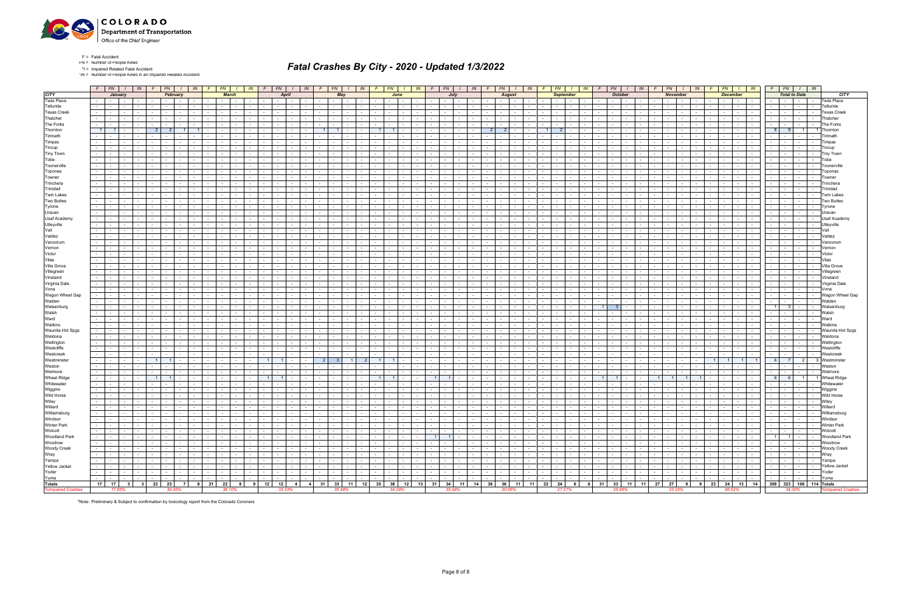| CITY | January | | | | February | | | | March | | | | April | | | | May | | | | June | | | | July | | | | August | | | | September | | | | October | | | | November | | | | December | | | | Total to Date | | | | CITY |
|---|---|---|---|---|---|---|---|---|---|---|---|---|---|---|---|---|---|---|---|---|---|---|---|---|---|---|---|---|---|---|---|---|---|---|---|---|---|---|---|---|---|---|---|---|---|---|---|---|---|---|---|---|---|
| | F | FN | I | IN | F | FN | I | IN | F | FN | I | IN | F | FN | I | IN | F | FN | I | IN | F | FN | I | IN | F | FN | I | IN | F | FN | I | IN | F | FN | I | IN | F | FN | I | IN | F | FN | I | IN | F | FN | I | IN | F | FN | I | IN | |
| Teds Place | - | - | - | - | - | - | - | - | - | - | - | - | - | - | - | - | - | - | - | - | - | - | - | - | - | - | - | - | - | - | - | - | - | - | - | - | - | - | - | - | - | - | - | - | - | - | - | - | - | - | - | - | Teds Place |
| Telluride | - | - | - | - | - | - | - | - | - | - | - | - | - | - | - | - | - | - | - | - | - | - | - | - | - | - | - | - | - | - | - | - | - | - | - | - | - | - | - | - | - | - | - | - | - | - | - | - | - | - | - | - | Telluride |
| Texas Creek | - | - | - | - | - | - | - | - | - | - | - | - | - | - | - | - | - | - | - | - | - | - | - | - | - | - | - | - | - | - | - | - | - | - | - | - | - | - | - | - | - | - | - | - | - | - | - | - | - | - | - | - | Texas Creek |
| Thatcher | - | - | - | - | - | - | - | - | - | - | - | - | - | - | - | - | - | - | - | - | - | - | - | - | - | - | - | - | - | - | - | - | - | - | - | - | - | - | - | - | - | - | - | - | - | - | - | - | - | - | - | - | Thatcher |
| The Forks | - | - | - | - | - | - | - | - | - | - | - | - | - | - | - | - | - | - | - | - | - | - | - | - | - | - | - | - | - | - | - | - | - | - | - | - | - | - | - | - | - | - | - | - | - | - | - | - | - | - | - | - | The Forks |
| Thornton | 1 | 1 | - | - | 2 | 2 | 1 | 1 | - | - | - | - | - | - | - | - | 1 | 1 | - | - | 1 | 1 | - | - | - | - | - | - | 2 | 2 | - | - | 1 | 2 | - | - | - | - | - | - | - | - | - | - | - | - | - | - | 8 | 9 | 1 | 1 | Thornton |
| Timnath | - | - | - | - | - | - | - | - | - | - | - | - | - | - | - | - | - | - | - | - | - | - | - | - | - | - | - | - | - | - | - | - | - | - | - | - | - | - | - | - | - | - | - | - | - | - | - | - | - | - | - | - | Timnath |
| Timpas | - | - | - | - | - | - | - | - | - | - | - | - | - | - | - | - | - | - | - | - | - | - | - | - | - | - | - | - | - | - | - | - | - | - | - | - | - | - | - | - | - | - | - | - | - | - | - | - | - | - | - | - | Timpas |
| Tincup | - | - | - | - | - | - | - | - | - | - | - | - | - | - | - | - | - | - | - | - | - | - | - | - | - | - | - | - | - | - | - | - | - | - | - | - | - | - | - | - | - | - | - | - | - | - | - | - | - | - | - | - | Tincup |
| Tiny Town | - | - | - | - | - | - | - | - | - | - | - | - | - | - | - | - | - | - | - | - | - | - | - | - | - | - | - | - | - | - | - | - | - | - | - | - | - | - | - | - | - | - | - | - | - | - | - | - | - | - | - | - | Tiny Town |
| Tobe | - | - | - | - | - | - | - | - | - | - | - | - | - | - | - | - | - | - | - | - | - | - | - | - | - | - | - | - | - | - | - | - | - | - | - | - | - | - | - | - | - | - | - | - | - | - | - | - | - | - | - | - | Tobe |
| Toonerville | - | - | - | - | - | - | - | - | - | - | - | - | - | - | - | - | - | - | - | - | - | - | - | - | - | - | - | - | - | - | - | - | - | - | - | - | - | - | - | - | - | - | - | - | - | - | - | - | - | - | - | - | Toonerville |
| Toponas | - | - | - | - | - | - | - | - | - | - | - | - | - | - | - | - | - | - | - | - | - | - | - | - | - | - | - | - | - | - | - | - | - | - | - | - | - | - | - | - | - | - | - | - | - | - | - | - | - | - | - | - | Toponas |
| Towner | - | - | - | - | - | - | - | - | - | - | - | - | - | - | - | - | - | - | - | - | - | - | - | - | - | - | - | - | - | - | - | - | - | - | - | - | - | - | - | - | - | - | - | - | - | - | - | - | - | - | - | - | Towner |
| Trinchera | - | - | - | - | - | - | - | - | - | - | - | - | - | - | - | - | - | - | - | - | - | - | - | - | - | - | - | - | - | - | - | - | - | - | - | - | - | - | - | - | - | - | - | - | - | - | - | - | - | - | - | - | Trinchera |
| Trinidad | - | - | - | - | - | - | - | - | - | - | - | - | - | - | - | - | - | - | - | - | - | - | - | - | - | - | - | - | - | - | - | - | - | - | - | - | - | - | - | - | - | - | - | - | - | - | - | - | - | - | - | - | Trinidad |
| Twin Lakes | - | - | - | - | - | - | - | - | - | - | - | - | - | - | - | - | - | - | - | - | - | - | - | - | - | - | - | - | - | - | - | - | - | - | - | - | - | - | - | - | - | - | - | - | - | - | - | - | - | - | - | - | Twin Lakes |
| Two Buttes | - | - | - | - | - | - | - | - | - | - | - | - | - | - | - | - | - | - | - | - | - | - | - | - | - | - | - | - | - | - | - | - | - | - | - | - | - | - | - | - | - | - | - | - | - | - | - | - | - | - | - | - | Two Buttes |
| Tyrone | - | - | - | - | - | - | - | - | - | - | - | - | - | - | - | - | - | - | - | - | - | - | - | - | - | - | - | - | - | - | - | - | - | - | - | - | - | - | - | - | - | - | - | - | - | - | - | - | - | - | - | - | Tyrone |
| Uravan | - | - | - | - | - | - | - | - | - | - | - | - | - | - | - | - | - | - | - | - | - | - | - | - | - | - | - | - | - | - | - | - | - | - | - | - | - | - | - | - | - | - | - | - | - | - | - | - | - | - | - | - | Uravan |
| Usaf Academy | - | - | - | - | - | - | - | - | - | - | - | - | - | - | - | - | - | - | - | - | - | - | - | - | - | - | - | - | - | - | - | - | - | - | - | - | - | - | - | - | - | - | - | - | - | - | - | - | - | - | - | - | Usaf Academy |
| Utleyville | - | - | - | - | - | - | - | - | - | - | - | - | - | - | - | - | - | - | - | - | - | - | - | - | - | - | - | - | - | - | - | - | - | - | - | - | - | - | - | - | - | - | - | - | - | - | - | - | - | - | - | - | Utleyville |
| Vail | - | - | - | - | - | - | - | - | - | - | - | - | - | - | - | - | - | - | - | - | - | - | - | - | - | - | - | - | - | - | - | - | - | - | - | - | - | - | - | - | - | - | - | - | - | - | - | - | - | - | - | - | Vail |
| Valdez | - | - | - | - | - | - | - | - | - | - | - | - | - | - | - | - | - | - | - | - | - | - | - | - | - | - | - | - | - | - | - | - | - | - | - | - | - | - | - | - | - | - | - | - | - | - | - | - | - | - | - | - | Valdez |
| Vancorum | - | - | - | - | - | - | - | - | - | - | - | - | - | - | - | - | - | - | - | - | - | - | - | - | - | - | - | - | - | - | - | - | - | - | - | - | - | - | - | - | - | - | - | - | - | - | - | - | - | - | - | - | Vancorum |
| Vernon | - | - | - | - | - | - | - | - | - | - | - | - | - | - | - | - | - | - | - | - | - | - | - | - | - | - | - | - | - | - | - | - | - | - | - | - | - | - | - | - | - | - | - | - | - | - | - | - | - | - | - | - | Vernon |
| Victor | - | - | - | - | - | - | - | - | - | - | - | - | - | - | - | - | - | - | - | - | - | - | - | - | - | - | - | - | - | - | - | - | - | - | - | - | - | - | - | - | - | - | - | - | - | - | - | - | - | - | - | - | Victor |
| Vilas | - | - | - | - | - | - | - | - | - | - | - | - | - | - | - | - | - | - | - | - | - | - | - | - | - | - | - | - | - | - | - | - | - | - | - | - | - | - | - | - | - | - | - | - | - | - | - | - | - | - | - | - | Vilas |
| Villa Grove | - | - | - | - | - | - | - | - | - | - | - | - | - | - | - | - | - | - | - | - | - | - | - | - | - | - | - | - | - | - | - | - | - | - | - | - | - | - | - | - | - | - | - | - | - | - | - | - | - | - | - | - | Villa Grove |
| Villegreen | - | - | - | - | - | - | - | - | - | - | - | - | - | - | - | - | - | - | - | - | - | - | - | - | - | - | - | - | - | - | - | - | - | - | - | - | - | - | - | - | - | - | - | - | - | - | - | - | - | - | - | - | Villegreen |
| Vineland | - | - | - | - | - | - | - | - | - | - | - | - | - | - | - | - | - | - | - | - | - | - | - | - | - | - | - | - | - | - | - | - | - | - | - | - | - | - | - | - | - | - | - | - | - | - | - | - | - | - | - | - | Vineland |
| Virginia Dale | - | - | - | - | - | - | - | - | - | - | - | - | - | - | - | - | - | - | - | - | - | - | - | - | - | - | - | - | - | - | - | - | - | - | - | - | - | - | - | - | - | - | - | - | - | - | - | - | - | - | - | - | Virginia Dale |
| Vona | - | - | - | - | - | - | - | - | - | - | - | - | - | - | - | - | - | - | - | - | - | - | - | - | - | - | - | - | - | - | - | - | - | - | - | - | - | - | - | - | - | - | - | - | - | - | - | - | - | - | - | - | Vona |
| Wagon Wheel Gap | - | - | - | - | - | - | - | - | - | - | - | - | - | - | - | - | - | - | - | - | - | - | - | - | - | - | - | - | - | - | - | - | - | - | - | - | - | - | - | - | - | - | - | - | - | - | - | - | - | - | - | - | Wagon Wheel Gap |
| Walden | - | - | - | - | - | - | - | - | - | - | - | - | - | - | - | - | - | - | - | - | - | - | - | - | - | - | - | - | - | - | - | - | - | - | - | - | - | - | - | - | - | - | - | - | - | - | - | - | - | - | - | - | Walden |
| Walsenburg | - | - | - | - | - | - | - | - | - | - | - | - | - | - | - | - | - | - | - | - | - | - | - | - | - | - | - | - | - | - | - | - | - | - | - | - | 1 | 3 | - | - | - | - | - | - | - | - | - | - | 1 | 3 | - | - | Walsenburg |
| Walsh | - | - | - | - | - | - | - | - | - | - | - | - | - | - | - | - | - | - | - | - | - | - | - | - | - | - | - | - | - | - | - | - | - | - | - | - | - | - | - | - | - | - | - | - | - | - | - | - | - | - | - | - | Walsh |
| Ward | - | - | - | - | - | - | - | - | - | - | - | - | - | - | - | - | - | - | - | - | - | - | - | - | - | - | - | - | - | - | - | - | - | - | - | - | - | - | - | - | - | - | - | - | - | - | - | - | - | - | - | - | Ward |
| Watkins | - | - | - | - | - | - | - | - | - | - | - | - | - | - | - | - | - | - | - | - | - | - | - | - | - | - | - | - | - | - | - | - | - | - | - | - | - | - | - | - | - | - | - | - | - | - | - | - | - | - | - | - | Watkins |
| Waunita Hot Spgs | - | - | - | - | - | - | - | - | - | - | - | - | - | - | - | - | - | - | - | - | - | - | - | - | - | - | - | - | - | - | - | - | - | - | - | - | - | - | - | - | - | - | - | - | - | - | - | - | - | - | - | - | Waunita Hot Spgs |
| Weldona | - | - | - | - | - | - | - | - | - | - | - | - | - | - | - | - | - | - | - | - | - | - | - | - | - | - | - | - | - | - | - | - | - | - | - | - | - | - | - | - | - | - | - | - | - | - | - | - | - | - | - | - | Weldona |
| Wellington | - | - | - | - | - | - | - | - | - | - | - | - | - | - | - | - | - | - | - | - | - | - | - | - | - | - | - | - | - | - | - | - | - | - | - | - | - | - | - | - | - | - | - | - | - | - | - | - | - | - | - | - | Wellington |
| Westcliffe | - | - | - | - | - | - | - | - | - | - | - | - | - | - | - | - | - | - | - | - | - | - | - | - | - | - | - | - | - | - | - | - | - | - | - | - | - | - | - | - | - | - | - | - | - | - | - | - | - | - | - | - | Westcliffe |
| Westcreek | - | - | - | - | - | - | - | - | - | - | - | - | - | - | - | - | - | - | - | - | - | - | - | - | - | - | - | - | - | - | - | - | - | - | - | - | - | - | - | - | - | - | - | - | - | - | - | - | - | - | - | - | Westcreek |
| Westminster | - | - | - | - | 1 | 1 | - | - | - | - | - | - | 1 | 1 | - | - | 2 | 3 | 1 | 2 | 1 | 1 | - | - | - | - | - | - | - | - | - | - | - | - | - | - | - | - | - | - | - | - | - | - | 1 | 1 | 1 | 1 | 6 | 7 | 2 | 3 | Westminster |
| Weston | - | - | - | - | - | - | - | - | - | - | - | - | - | - | - | - | - | - | - | - | - | - | - | - | - | - | - | - | - | - | - | - | - | - | - | - | - | - | - | - | - | - | - | - | - | - | - | - | - | - | - | - | Weston |
| Wetmore | - | - | - | - | - | - | - | - | - | - | - | - | - | - | - | - | - | - | - | - | - | - | - | - | - | - | - | - | - | - | - | - | - | - | - | - | - | - | - | - | - | - | - | - | - | - | - | - | - | - | - | - | Wetmore |
| Wheat Ridge | - | - | - | - | 1 | 1 | - | - | - | - | - | - | 1 | 1 | - | - | - | - | - | - | 1 | 1 | - | - | 1 | 1 | - | - | - | - | - | - | - | - | - | - | 1 | 1 | - | - | 1 | 1 | 1 | 1 | - | - | - | - | 6 | 6 | 1 | 1 | Wheat Ridge |
| Whitewater | - | - | - | - | - | - | - | - | - | - | - | - | - | - | - | - | - | - | - | - | - | - | - | - | - | - | - | - | - | - | - | - | - | - | - | - | - | - | - | - | - | - | - | - | - | - | - | - | - | - | - | - | Whitewater |
| Wiggins | - | - | - | - | - | - | - | - | - | - | - | - | - | - | - | - | - | - | - | - | - | - | - | - | - | - | - | - | - | - | - | - | - | - | - | - | - | - | - | - | - | - | - | - | - | - | - | - | - | - | - | - | Wiggins |
| Wild Horse | - | - | - | - | - | - | - | - | - | - | - | - | - | - | - | - | - | - | - | - | - | - | - | - | - | - | - | - | - | - | - | - | - | - | - | - | - | - | - | - | - | - | - | - | - | - | - | - | - | - | - | - | Wild Horse |
| Wiley | - | - | - | - | - | - | - | - | - | - | - | - | - | - | - | - | - | - | - | - | - | - | - | - | - | - | - | - | - | - | - | - | - | - | - | - | - | - | - | - | - | - | - | - | - | - | - | - | - | - | - | - | Wiley |
| Willard | - | - | - | - | - | - | - | - | - | - | - | - | - | - | - | - | - | - | - | - | - | - | - | - | - | - | - | - | - | - | - | - | - | - | - | - | - | - | - | - | - | - | - | - | - | - | - | - | - | - | - | - | Willard |
| Williamsburg | - | - | - | - | - | - | - | - | - | - | - | - | - | - | - | - | - | - | - | - | - | - | - | - | - | - | - | - | - | - | - | - | - | - | - | - | - | - | - | - | - | - | - | - | - | - | - | - | - | - | - | - | Williamsburg |
| Windsor | - | - | - | - | - | - | - | - | - | - | - | - | - | - | - | - | - | - | - | - | - | - | - | - | - | - | - | - | - | - | - | - | - | - | - | - | - | - | - | - | - | - | - | - | - | - | - | - | - | - | - | - | Windsor |
| Winter Park | - | - | - | - | - | - | - | - | - | - | - | - | - | - | - | - | - | - | - | - | - | - | - | - | - | - | - | - | - | - | - | - | - | - | - | - | - | - | - | - | - | - | - | - | - | - | - | - | - | - | - | - | Winter Park |
| Wolcott | - | - | - | - | - | - | - | - | - | - | - | - | - | - | - | - | - | - | - | - | - | - | - | - | - | - | - | - | - | - | - | - | - | - | - | - | - | - | - | - | - | - | - | - | - | - | - | - | - | - | - | - | Wolcott |
| Woodland Park | - | - | - | - | - | - | - | - | - | - | - | - | - | - | - | - | - | - | - | - | - | - | - | - | 1 | 1 | - | - | - | - | - | - | - | - | - | - | - | - | - | - | - | - | - | - | - | - | - | - | 1 | 1 | - | - | Woodland Park |
| Woodrow | - | - | - | - | - | - | - | - | - | - | - | - | - | - | - | - | - | - | - | - | - | - | - | - | - | - | - | - | - | - | - | - | - | - | - | - | - | - | - | - | - | - | - | - | - | - | - | - | - | - | - | - | Woodrow |
| Woody Creek | - | - | - | - | - | - | - | - | - | - | - | - | - | - | - | - | - | - | - | - | - | - | - | - | - | - | - | - | - | - | - | - | - | - | - | - | - | - | - | - | - | - | - | - | - | - | - | - | - | - | - | - | Woody Creek |
| Wray | - | - | - | - | - | - | - | - | - | - | - | - | - | - | - | - | - | - | - | - | - | - | - | - | - | - | - | - | - | - | - | - | - | - | - | - | - | - | - | - | - | - | - | - | - | - | - | - | - | - | - | - | Wray |
| Yampa | - | - | - | - | - | - | - | - | - | - | - | - | - | - | - | - | - | - | - | - | - | - | - | - | - | - | - | - | - | - | - | - | - | - | - | - | - | - | - | - | - | - | - | - | - | - | - | - | - | - | - | - | Yampa |
| Yellow Jacket | - | - | - | - | - | - | - | - | - | - | - | - | - | - | - | - | - | - | - | - | - | - | - | - | - | - | - | - | - | - | - | - | - | - | - | - | - | - | - | - | - | - | - | - | - | - | - | - | - | - | - | - | Yellow Jacket |
| Yoder | - | - | - | - | - | - | - | - | - | - | - | - | - | - | - | - | - | - | - | - | - | - | - | - | - | - | - | - | - | - | - | - | - | - | - | - | - | - | - | - | - | - | - | - | - | - | - | - | - | - | - | - | Yoder |
| Yuma | - | - | - | - | - | - | - | - | - | - | - | - | - | - | - | - | - | - | - | - | - | - | - | - | - | - | - | - | - | - | - | - | - | - | - | - | - | - | - | - | - | - | - | - | - | - | - | - | - | - | - | - | Yuma |
| **Totals** | 17 | 17 | 3 | 3 | 23 | 23 | 7 | 8 | 21 | 22 | 8 | 9 | 12 | 12 | 4 | 4 | 31 | 33 | 11 | 12 | 35 | 38 | 12 | 13 | 31 | 34 | 11 | 14 | 36 | 36 | 11 | 11 | 22 | 24 | 6 | 6 | 31 | 33 | 11 | 11 | 27 | 27 | 9 | 9 | 23 | 24 | 13 | 14 | 309 | 323 | 106 | 114 | **Totals** |
| %Impaired Crashes | 17.65% | | | | 30.43% | | | | 38.10% | | | | 33.33% | | | | 36.48% | | | | 34.29% | | | | 35.48% | | | | 30.56% | | | | 27.27% | | | | 35.48% | | | | 33.33% | | | | 56.52% | | | | 34.30% | | | | %Impaired Crashes |

*Note: Preliminary & Subject to confirmation by toxicology report from the Colorado Coroners